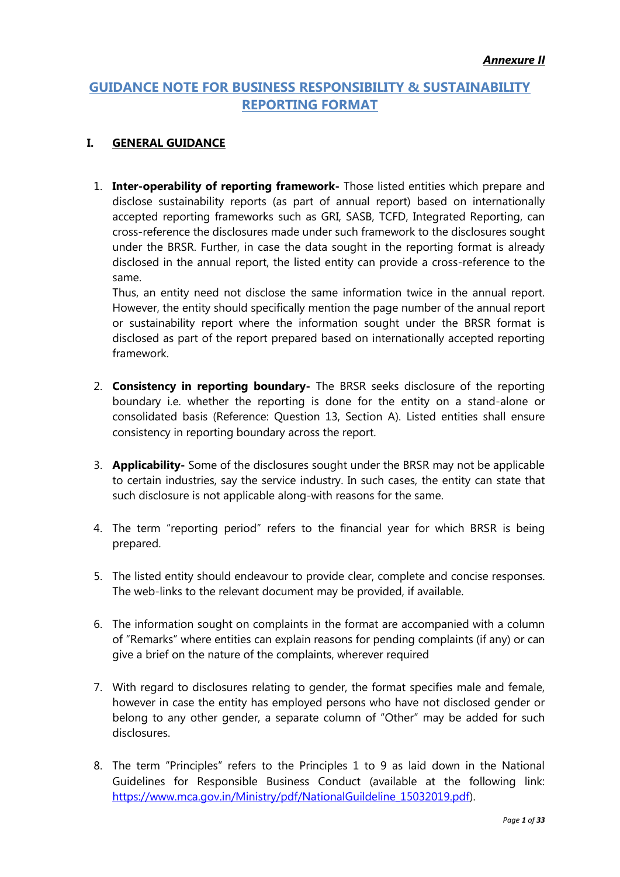***Annexure II***

# GUIDANCE NOTE FOR BUSINESS RESPONSIBILITY & SUSTAINABILITY REPORTING FORMAT

## I. GENERAL GUIDANCE

1. **Inter-operability of reporting framework-** Those listed entities which prepare and disclose sustainability reports (as part of annual report) based on internationally accepted reporting frameworks such as GRI, SASB, TCFD, Integrated Reporting, can cross-reference the disclosures made under such framework to the disclosures sought under the BRSR. Further, in case the data sought in the reporting format is already disclosed in the annual report, the listed entity can provide a cross-reference to the same.
   Thus, an entity need not disclose the same information twice in the annual report. However, the entity should specifically mention the page number of the annual report or sustainability report where the information sought under the BRSR format is disclosed as part of the report prepared based on internationally accepted reporting framework.

2. **Consistency in reporting boundary-** The BRSR seeks disclosure of the reporting boundary i.e. whether the reporting is done for the entity on a stand-alone or consolidated basis (Reference: Question 13, Section A). Listed entities shall ensure consistency in reporting boundary across the report.

3. **Applicability-** Some of the disclosures sought under the BRSR may not be applicable to certain industries, say the service industry. In such cases, the entity can state that such disclosure is not applicable along-with reasons for the same.

4. The term "reporting period" refers to the financial year for which BRSR is being prepared.

5. The listed entity should endeavour to provide clear, complete and concise responses. The web-links to the relevant document may be provided, if available.

6. The information sought on complaints in the format are accompanied with a column of "Remarks" where entities can explain reasons for pending complaints (if any) or can give a brief on the nature of the complaints, wherever required

7. With regard to disclosures relating to gender, the format specifies male and female, however in case the entity has employed persons who have not disclosed gender or belong to any other gender, a separate column of "Other" may be added for such disclosures.

8. The term "Principles" refers to the Principles 1 to 9 as laid down in the National Guidelines for Responsible Business Conduct (available at the following link: https://www.mca.gov.in/Ministry/pdf/NationalGuildeline_15032019.pdf).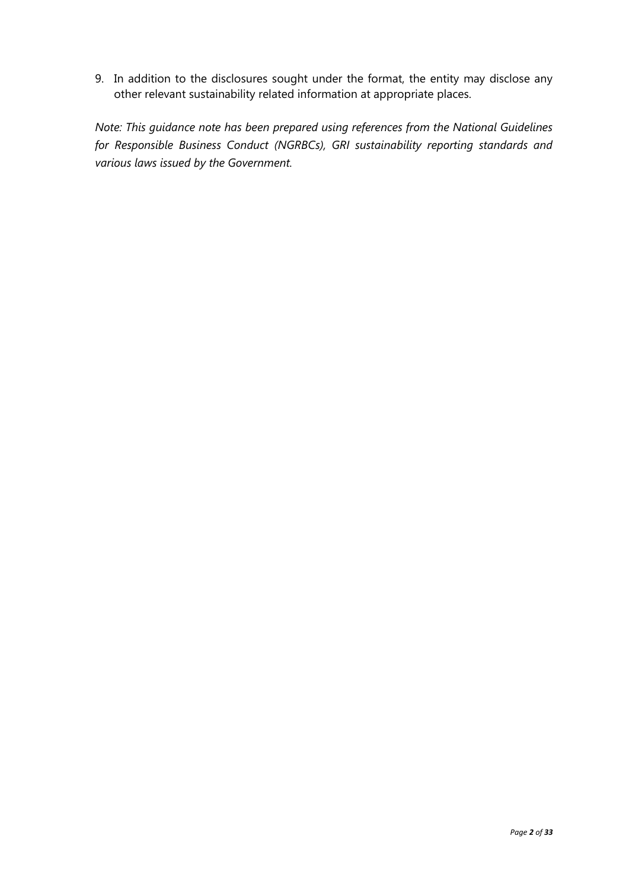9. In addition to the disclosures sought under the format, the entity may disclose any other relevant sustainability related information at appropriate places.

*Note: This guidance note has been prepared using references from the National Guidelines for Responsible Business Conduct (NGRBCs), GRI sustainability reporting standards and various laws issued by the Government.*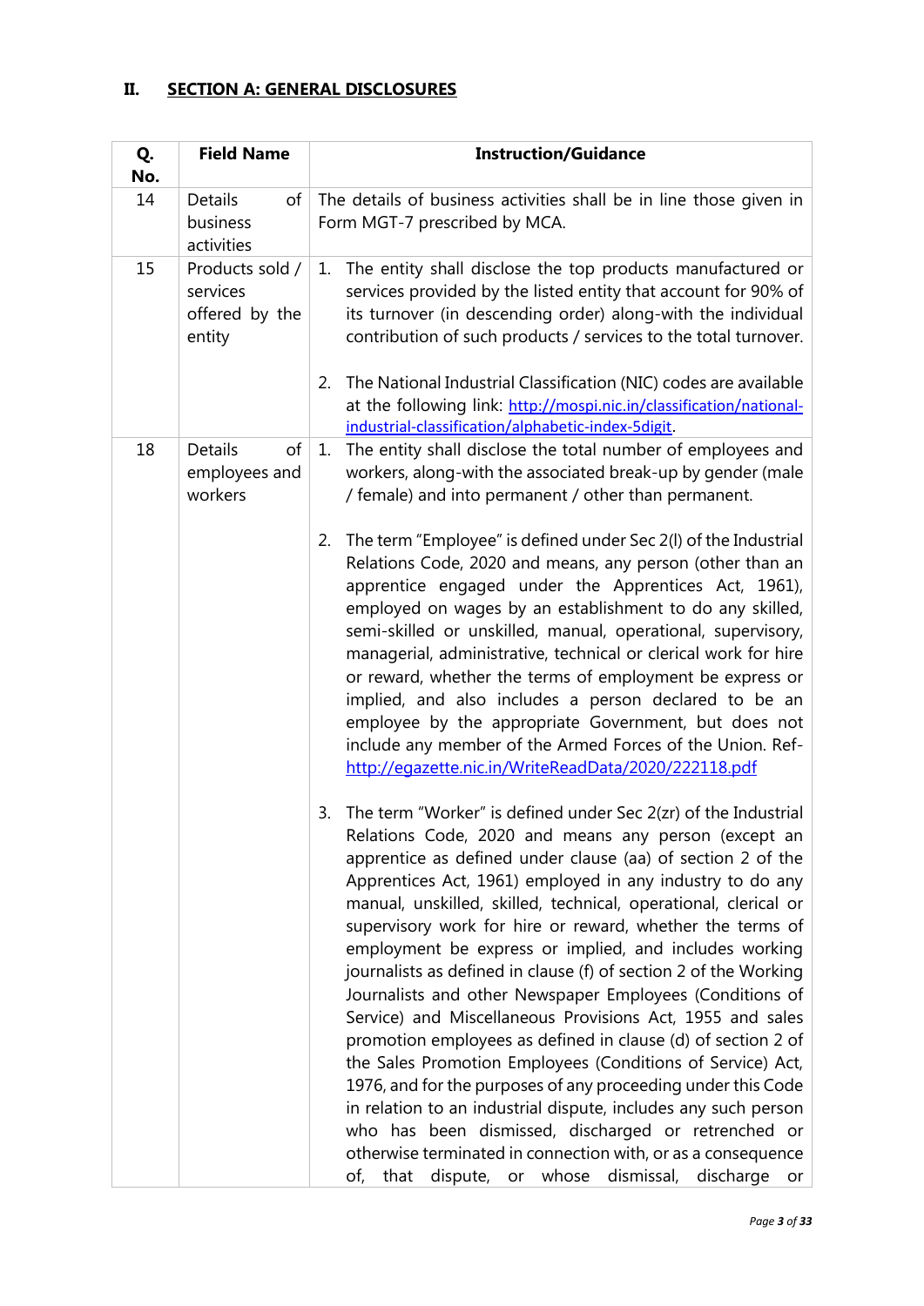## II. SECTION A: GENERAL DISCLOSURES

| Q. No. | Field Name | Instruction/Guidance |
|---|---|---|
| 14 | Details of business activities | The details of business activities shall be in line those given in Form MGT-7 prescribed by MCA. |
| 15 | Products sold / services offered by the entity | 1. The entity shall disclose the top products manufactured or services provided by the listed entity that account for 90% of its turnover (in descending order) along-with the individual contribution of such products / services to the total turnover.<br><br>2. The National Industrial Classification (NIC) codes are available at the following link: http://mospi.nic.in/classification/national-industrial-classification/alphabetic-index-5digit. |
| 18 | Details of employees and workers | 1. The entity shall disclose the total number of employees and workers, along-with the associated break-up by gender (male / female) and into permanent / other than permanent.<br><br>2. The term "Employee" is defined under Sec 2(l) of the Industrial Relations Code, 2020 and means, any person (other than an apprentice engaged under the Apprentices Act, 1961), employed on wages by an establishment to do any skilled, semi-skilled or unskilled, manual, operational, supervisory, managerial, administrative, technical or clerical work for hire or reward, whether the terms of employment be express or implied, and also includes a person declared to be an employee by the appropriate Government, but does not include any member of the Armed Forces of the Union. Ref- http://egazette.nic.in/WriteReadData/2020/222118.pdf<br><br>3. The term "Worker" is defined under Sec 2(zr) of the Industrial Relations Code, 2020 and means any person (except an apprentice as defined under clause (aa) of section 2 of the Apprentices Act, 1961) employed in any industry to do any manual, unskilled, skilled, technical, operational, clerical or supervisory work for hire or reward, whether the terms of employment be express or implied, and includes working journalists as defined in clause (f) of section 2 of the Working Journalists and other Newspaper Employees (Conditions of Service) and Miscellaneous Provisions Act, 1955 and sales promotion employees as defined in clause (d) of section 2 of the Sales Promotion Employees (Conditions of Service) Act, 1976, and for the purposes of any proceeding under this Code in relation to an industrial dispute, includes any such person who has been dismissed, discharged or retrenched or otherwise terminated in connection with, or as a consequence of, that dispute, or whose dismissal, discharge or |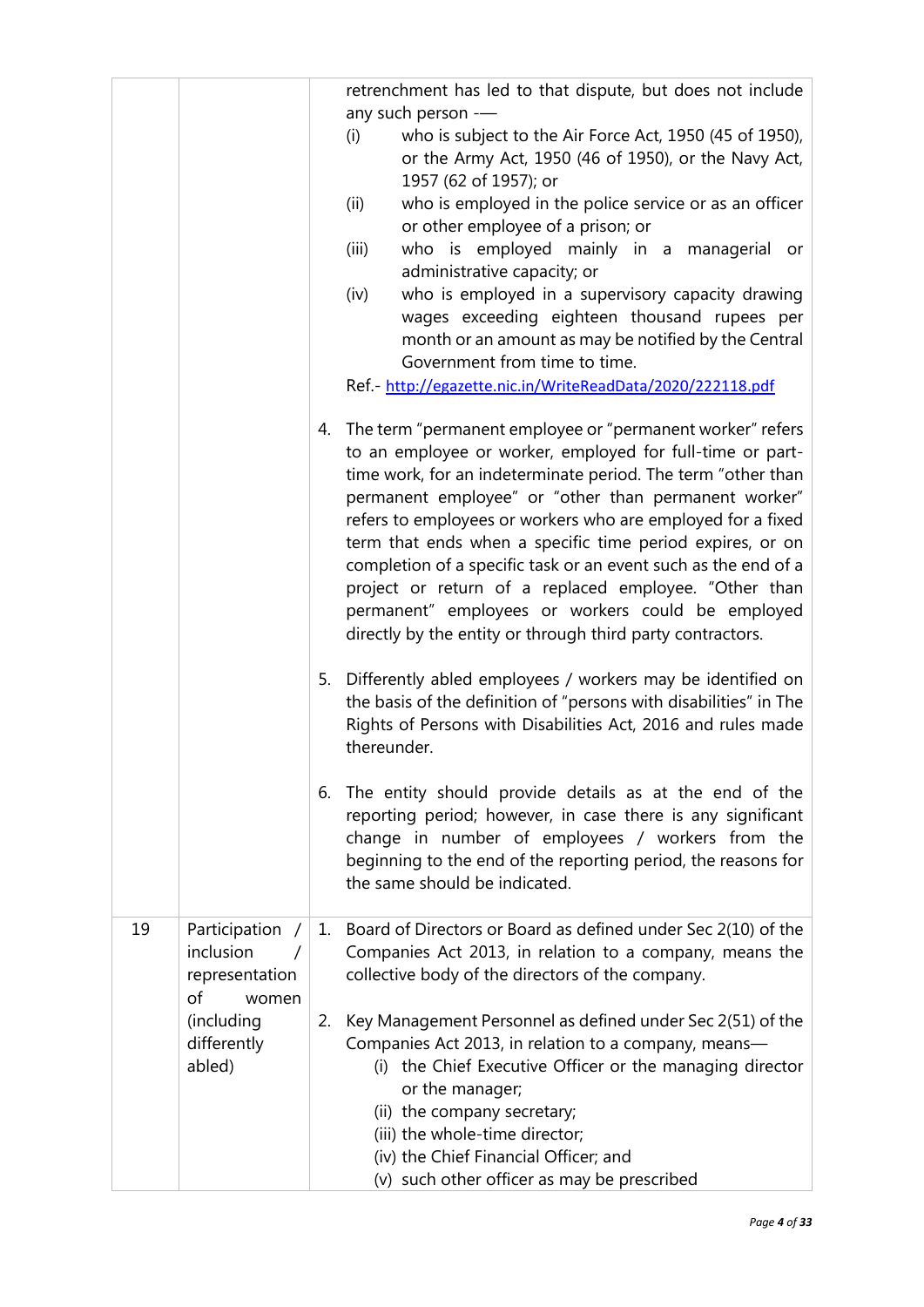| | | |
|---|---|---|
| | | retrenchment has led to that dispute, but does not include any such person -—<br>(i) who is subject to the Air Force Act, 1950 (45 of 1950), or the Army Act, 1950 (46 of 1950), or the Navy Act, 1957 (62 of 1957); or<br>(ii) who is employed in the police service or as an officer or other employee of a prison; or<br>(iii) who is employed mainly in a managerial or administrative capacity; or<br>(iv) who is employed in a supervisory capacity drawing wages exceeding eighteen thousand rupees per month or an amount as may be notified by the Central Government from time to time.<br>Ref.- http://egazette.nic.in/WriteReadData/2020/222118.pdf<br><br>4. The term "permanent employee or "permanent worker" refers to an employee or worker, employed for full-time or part-time work, for an indeterminate period. The term "other than permanent employee" or "other than permanent worker" refers to employees or workers who are employed for a fixed term that ends when a specific time period expires, or on completion of a specific task or an event such as the end of a project or return of a replaced employee. "Other than permanent" employees or workers could be employed directly by the entity or through third party contractors.<br><br>5. Differently abled employees / workers may be identified on the basis of the definition of "persons with disabilities" in The Rights of Persons with Disabilities Act, 2016 and rules made thereunder.<br><br>6. The entity should provide details as at the end of the reporting period; however, in case there is any significant change in number of employees / workers from the beginning to the end of the reporting period, the reasons for the same should be indicated. |
| 19 | Participation / inclusion / representation of women (including differently abled) | 1. Board of Directors or Board as defined under Sec 2(10) of the Companies Act 2013, in relation to a company, means the collective body of the directors of the company.<br><br>2. Key Management Personnel as defined under Sec 2(51) of the Companies Act 2013, in relation to a company, means—<br>(i) the Chief Executive Officer or the managing director or the manager;<br>(ii) the company secretary;<br>(iii) the whole-time director;<br>(iv) the Chief Financial Officer; and<br>(v) such other officer as may be prescribed |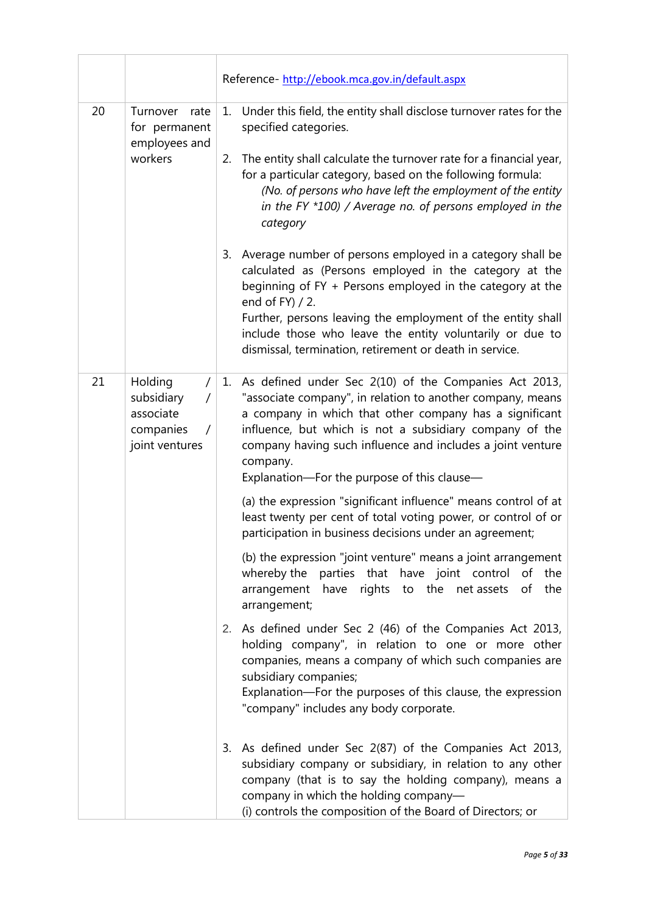|  |  | Reference- http://ebook.mca.gov.in/default.aspx |
| --- | --- | --- |
| 20 | Turnover rate for permanent employees and workers | 1. Under this field, the entity shall disclose turnover rates for the specified categories.<br><br>2. The entity shall calculate the turnover rate for a financial year, for a particular category, based on the following formula:<br>*(No. of persons who have left the employment of the entity in the FY *100) / Average no. of persons employed in the category*<br><br>3. Average number of persons employed in a category shall be calculated as (Persons employed in the category at the beginning of FY + Persons employed in the category at the end of FY) / 2.<br>Further, persons leaving the employment of the entity shall include those who leave the entity voluntarily or due to dismissal, termination, retirement or death in service. |
| 21 | Holding / subsidiary / associate companies / joint ventures | 1. As defined under Sec 2(10) of the Companies Act 2013, "associate company", in relation to another company, means a company in which that other company has a significant influence, but which is not a subsidiary company of the company having such influence and includes a joint venture company.<br>Explanation—For the purpose of this clause—<br><br>(a) the expression "significant influence" means control of at least twenty per cent of total voting power, or control of or participation in business decisions under an agreement;<br><br>(b) the expression "joint venture" means a joint arrangement whereby the parties that have joint control of the arrangement have rights to the net assets of the arrangement;<br><br>2. As defined under Sec 2 (46) of the Companies Act 2013, holding company", in relation to one or more other companies, means a company of which such companies are subsidiary companies;<br>Explanation—For the purposes of this clause, the expression "company" includes any body corporate.<br><br>3. As defined under Sec 2(87) of the Companies Act 2013, subsidiary company or subsidiary, in relation to any other company (that is to say the holding company), means a company in which the holding company—<br>(i) controls the composition of the Board of Directors; or |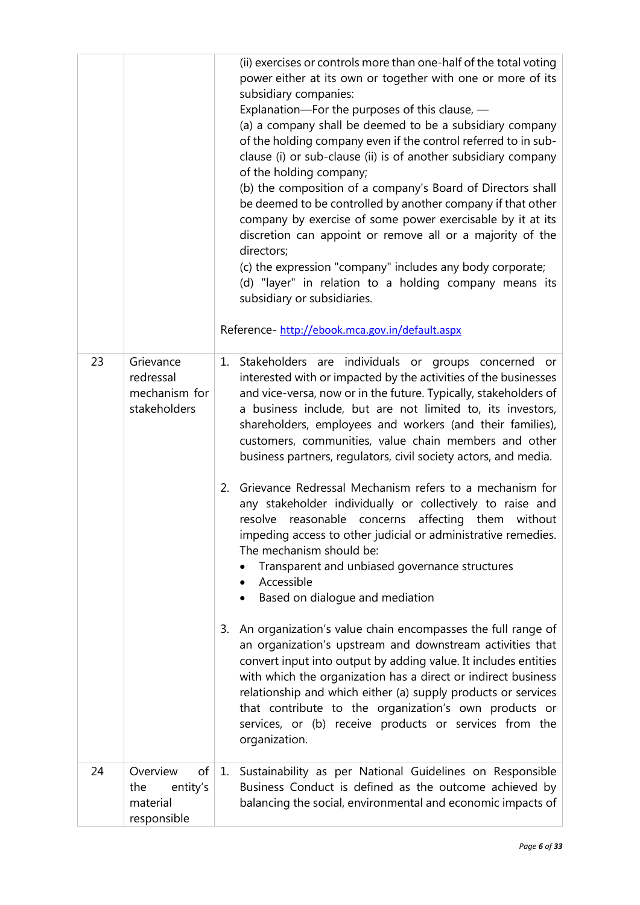| | | |
|---|---|---|
| | | (ii) exercises or controls more than one-half of the total voting power either at its own or together with one or more of its subsidiary companies:<br>Explanation—For the purposes of this clause, —<br>(a) a company shall be deemed to be a subsidiary company of the holding company even if the control referred to in sub-clause (i) or sub-clause (ii) is of another subsidiary company of the holding company;<br>(b) the composition of a company's Board of Directors shall be deemed to be controlled by another company if that other company by exercise of some power exercisable by it at its discretion can appoint or remove all or a majority of the directors;<br>(c) the expression "company" includes any body corporate;<br>(d) "layer" in relation to a holding company means its subsidiary or subsidiaries.<br><br>Reference- http://ebook.mca.gov.in/default.aspx |
| 23 | Grievance redressal mechanism for stakeholders | 1. Stakeholders are individuals or groups concerned or interested with or impacted by the activities of the businesses and vice-versa, now or in the future. Typically, stakeholders of a business include, but are not limited to, its investors, shareholders, employees and workers (and their families), customers, communities, value chain members and other business partners, regulators, civil society actors, and media.<br><br>2. Grievance Redressal Mechanism refers to a mechanism for any stakeholder individually or collectively to raise and resolve reasonable concerns affecting them without impeding access to other judicial or administrative remedies. The mechanism should be:<br>• Transparent and unbiased governance structures<br>• Accessible<br>• Based on dialogue and mediation<br><br>3. An organization's value chain encompasses the full range of an organization's upstream and downstream activities that convert input into output by adding value. It includes entities with which the organization has a direct or indirect business relationship and which either (a) supply products or services that contribute to the organization's own products or services, or (b) receive products or services from the organization. |
| 24 | Overview of the entity's material responsible | 1. Sustainability as per National Guidelines on Responsible Business Conduct is defined as the outcome achieved by balancing the social, environmental and economic impacts of |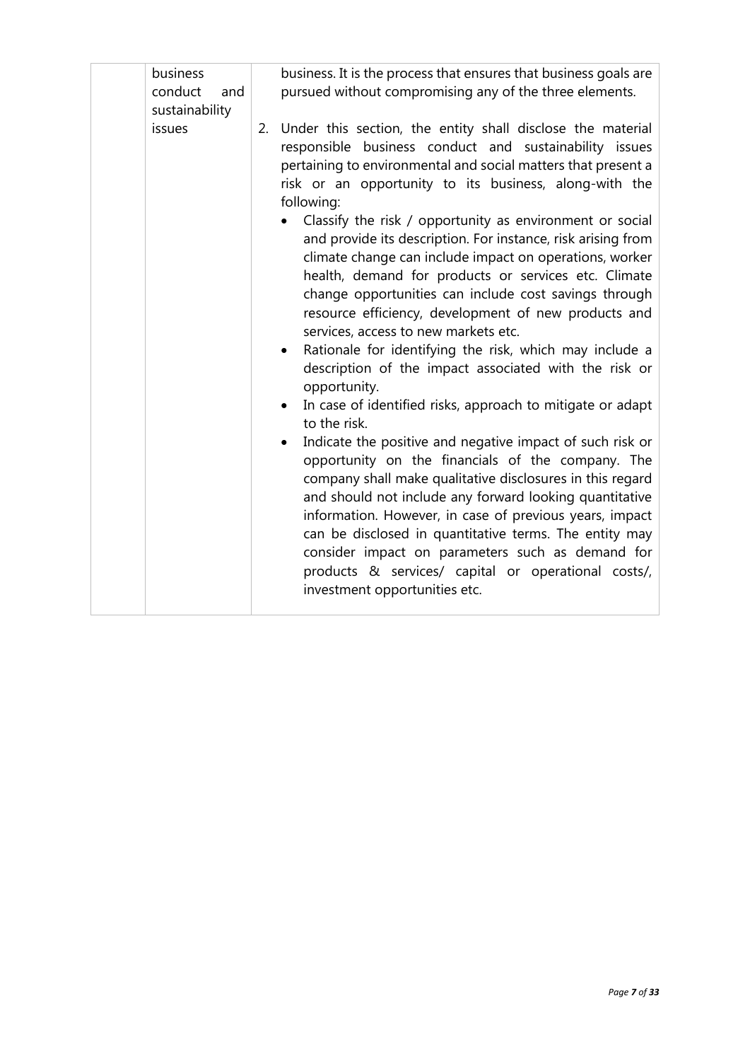| | | |
|---|---|---|
| | business conduct and sustainability issues | business. It is the process that ensures that business goals are pursued without compromising any of the three elements.<br><br>2. Under this section, the entity shall disclose the material responsible business conduct and sustainability issues pertaining to environmental and social matters that present a risk or an opportunity to its business, along-with the following:<br>• Classify the risk / opportunity as environment or social and provide its description. For instance, risk arising from climate change can include impact on operations, worker health, demand for products or services etc. Climate change opportunities can include cost savings through resource efficiency, development of new products and services, access to new markets etc.<br>• Rationale for identifying the risk, which may include a description of the impact associated with the risk or opportunity.<br>• In case of identified risks, approach to mitigate or adapt to the risk.<br>• Indicate the positive and negative impact of such risk or opportunity on the financials of the company. The company shall make qualitative disclosures in this regard and should not include any forward looking quantitative information. However, in case of previous years, impact can be disclosed in quantitative terms. The entity may consider impact on parameters such as demand for products & services/ capital or operational costs/, investment opportunities etc. |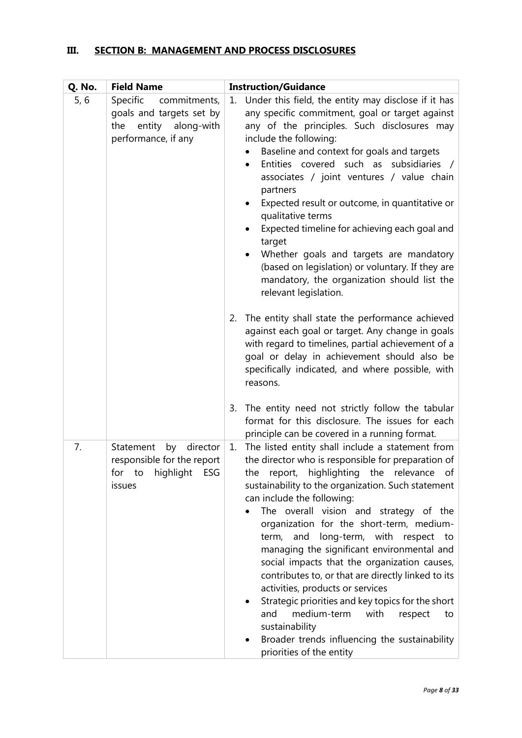## III. SECTION B: MANAGEMENT AND PROCESS DISCLOSURES

| Q. No. | Field Name | Instruction/Guidance |
|---|---|---|
| 5, 6 | Specific commitments, goals and targets set by the entity along-with performance, if any | 1. Under this field, the entity may disclose if it has any specific commitment, goal or target against any of the principles. Such disclosures may include the following:<br>• Baseline and context for goals and targets<br>• Entities covered such as subsidiaries / associates / joint ventures / value chain partners<br>• Expected result or outcome, in quantitative or qualitative terms<br>• Expected timeline for achieving each goal and target<br>• Whether goals and targets are mandatory (based on legislation) or voluntary. If they are mandatory, the organization should list the relevant legislation.<br><br>2. The entity shall state the performance achieved against each goal or target. Any change in goals with regard to timelines, partial achievement of a goal or delay in achievement should also be specifically indicated, and where possible, with reasons.<br><br>3. The entity need not strictly follow the tabular format for this disclosure. The issues for each principle can be covered in a running format. |
| 7. | Statement by director responsible for the report for to highlight ESG issues | 1. The listed entity shall include a statement from the director who is responsible for preparation of the report, highlighting the relevance of sustainability to the organization. Such statement can include the following:<br>• The overall vision and strategy of the organization for the short-term, medium-term, and long-term, with respect to managing the significant environmental and social impacts that the organization causes, contributes to, or that are directly linked to its activities, products or services<br>• Strategic priorities and key topics for the short and medium-term with respect to sustainability<br>• Broader trends influencing the sustainability priorities of the entity |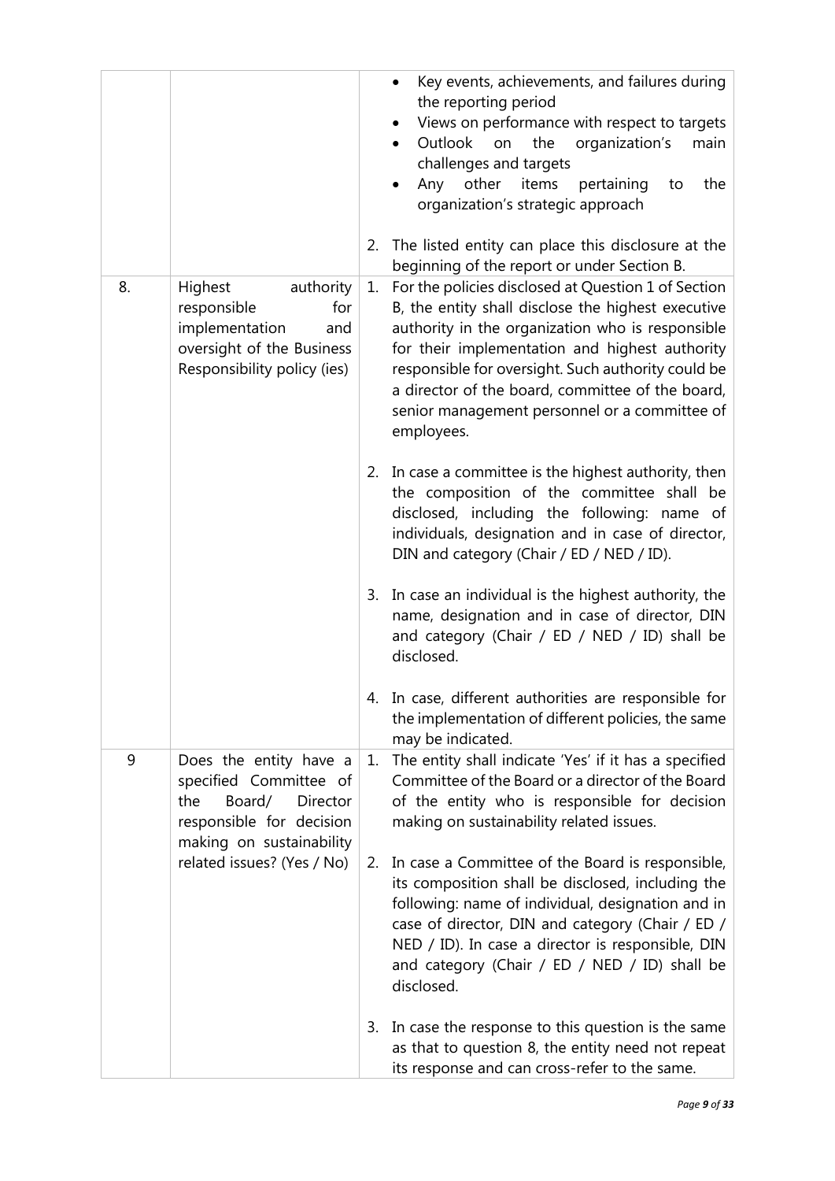|  |  |  |
|---|---|---|
|  |  | • Key events, achievements, and failures during the reporting period<br>• Views on performance with respect to targets<br>• Outlook on the organization's main challenges and targets<br>• Any other items pertaining to the organization's strategic approach<br><br>2. The listed entity can place this disclosure at the beginning of the report or under Section B. |
| 8. | Highest authority responsible for implementation and oversight of the Business Responsibility policy (ies) | 1. For the policies disclosed at Question 1 of Section B, the entity shall disclose the highest executive authority in the organization who is responsible for their implementation and highest authority responsible for oversight. Such authority could be a director of the board, committee of the board, senior management personnel or a committee of employees.<br><br>2. In case a committee is the highest authority, then the composition of the committee shall be disclosed, including the following: name of individuals, designation and in case of director, DIN and category (Chair / ED / NED / ID).<br><br>3. In case an individual is the highest authority, the name, designation and in case of director, DIN and category (Chair / ED / NED / ID) shall be disclosed.<br><br>4. In case, different authorities are responsible for the implementation of different policies, the same may be indicated. |
| 9 | Does the entity have a specified Committee of the Board/ Director responsible for decision making on sustainability related issues? (Yes / No) | 1. The entity shall indicate 'Yes' if it has a specified Committee of the Board or a director of the Board of the entity who is responsible for decision making on sustainability related issues.<br><br>2. In case a Committee of the Board is responsible, its composition shall be disclosed, including the following: name of individual, designation and in case of director, DIN and category (Chair / ED / NED / ID). In case a director is responsible, DIN and category (Chair / ED / NED / ID) shall be disclosed.<br><br>3. In case the response to this question is the same as that to question 8, the entity need not repeat its response and can cross-refer to the same. |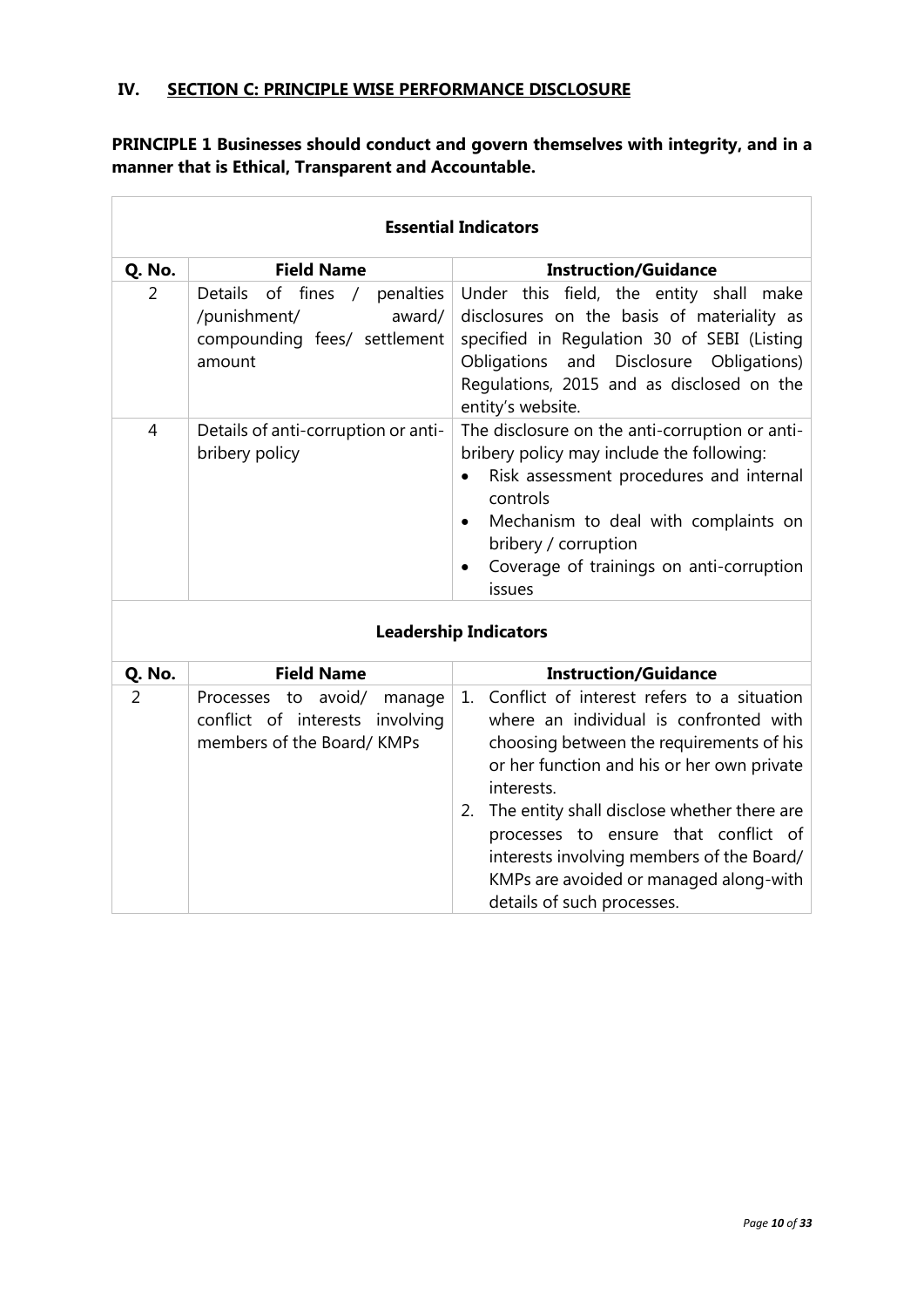## IV. SECTION C: PRINCIPLE WISE PERFORMANCE DISCLOSURE

**PRINCIPLE 1 Businesses should conduct and govern themselves with integrity, and in a manner that is Ethical, Transparent and Accountable.**

| **Essential Indicators** | | |
|---|---|---|
| **Q. No.** | **Field Name** | **Instruction/Guidance** |
| 2 | Details of fines / penalties /punishment/ award/ compounding fees/ settlement amount | Under this field, the entity shall make disclosures on the basis of materiality as specified in Regulation 30 of SEBI (Listing Obligations and Disclosure Obligations) Regulations, 2015 and as disclosed on the entity's website. |
| 4 | Details of anti-corruption or anti-bribery policy | The disclosure on the anti-corruption or anti-bribery policy may include the following: <br>• Risk assessment procedures and internal controls <br>• Mechanism to deal with complaints on bribery / corruption <br>• Coverage of trainings on anti-corruption issues |

| **Leadership Indicators** | | |
|---|---|---|
| **Q. No.** | **Field Name** | **Instruction/Guidance** |
| 2 | Processes to avoid/ manage conflict of interests involving members of the Board/ KMPs | 1. Conflict of interest refers to a situation where an individual is confronted with choosing between the requirements of his or her function and his or her own private interests. <br>2. The entity shall disclose whether there are processes to ensure that conflict of interests involving members of the Board/ KMPs are avoided or managed along-with details of such processes. |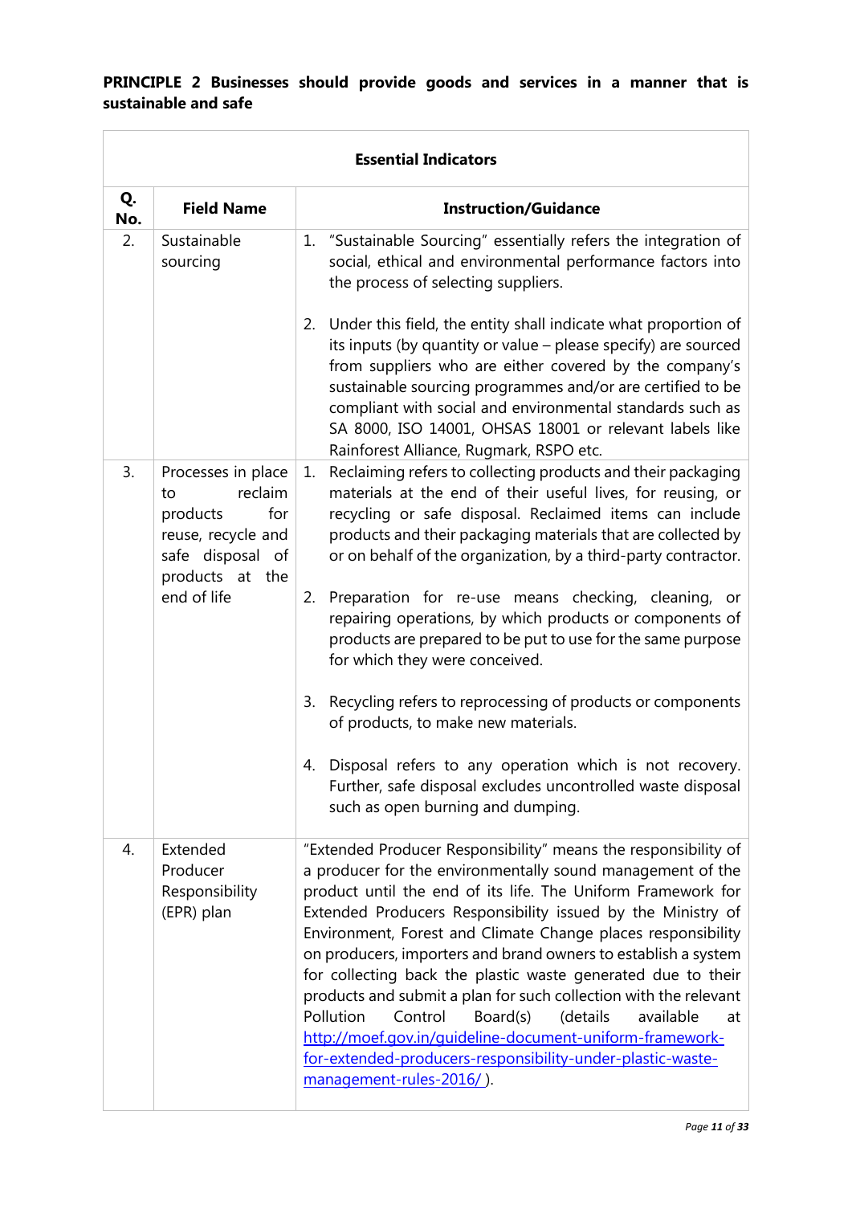**PRINCIPLE 2 Businesses should provide goods and services in a manner that is sustainable and safe**

| **Essential Indicators** | | |
|---|---|---|
| **Q. No.** | **Field Name** | **Instruction/Guidance** |
| 2. | Sustainable sourcing | 1. "Sustainable Sourcing" essentially refers the integration of social, ethical and environmental performance factors into the process of selecting suppliers.<br><br>2. Under this field, the entity shall indicate what proportion of its inputs (by quantity or value – please specify) are sourced from suppliers who are either covered by the company's sustainable sourcing programmes and/or are certified to be compliant with social and environmental standards such as SA 8000, ISO 14001, OHSAS 18001 or relevant labels like Rainforest Alliance, Rugmark, RSPO etc. |
| 3. | Processes in place to reclaim products for reuse, recycle and safe disposal of products at the end of life | 1. Reclaiming refers to collecting products and their packaging materials at the end of their useful lives, for reusing, or recycling or safe disposal. Reclaimed items can include products and their packaging materials that are collected by or on behalf of the organization, by a third-party contractor.<br><br>2. Preparation for re-use means checking, cleaning, or repairing operations, by which products or components of products are prepared to be put to use for the same purpose for which they were conceived.<br><br>3. Recycling refers to reprocessing of products or components of products, to make new materials.<br><br>4. Disposal refers to any operation which is not recovery. Further, safe disposal excludes uncontrolled waste disposal such as open burning and dumping. |
| 4. | Extended Producer Responsibility (EPR) plan | "Extended Producer Responsibility" means the responsibility of a producer for the environmentally sound management of the product until the end of its life. The Uniform Framework for Extended Producers Responsibility issued by the Ministry of Environment, Forest and Climate Change places responsibility on producers, importers and brand owners to establish a system for collecting back the plastic waste generated due to their products and submit a plan for such collection with the relevant Pollution Control Board(s) (details available at [http://moef.gov.in/guideline-document-uniform-framework-for-extended-producers-responsibility-under-plastic-waste-management-rules-2016/](http://moef.gov.in/guideline-document-uniform-framework-for-extended-producers-responsibility-under-plastic-waste-management-rules-2016/) ). |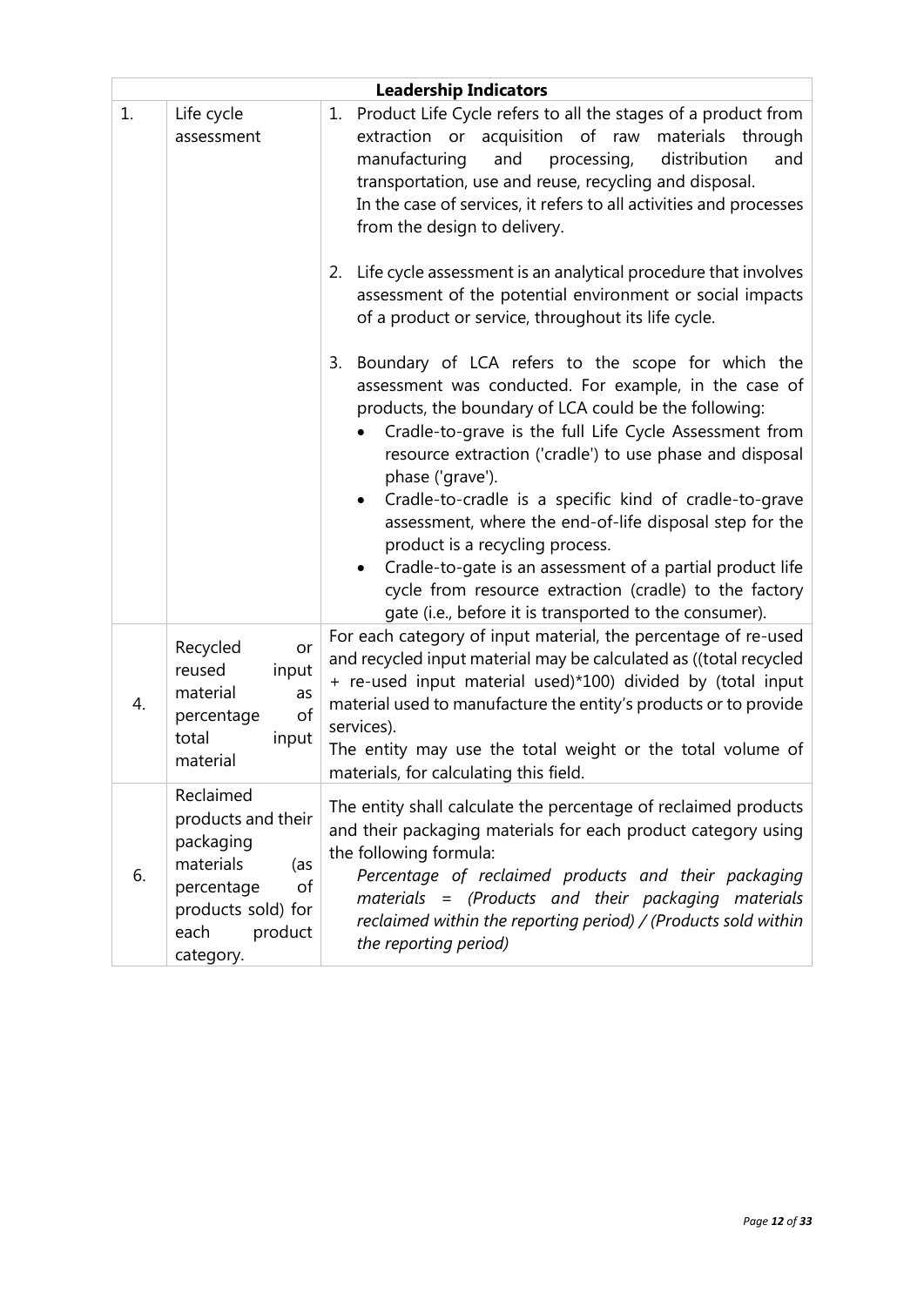| Leadership Indicators | | |
|---|---|---|
| 1. | Life cycle assessment | 1. Product Life Cycle refers to all the stages of a product from extraction or acquisition of raw materials through manufacturing and processing, distribution and transportation, use and reuse, recycling and disposal.<br>In the case of services, it refers to all activities and processes from the design to delivery.<br><br>2. Life cycle assessment is an analytical procedure that involves assessment of the potential environment or social impacts of a product or service, throughout its life cycle.<br><br>3. Boundary of LCA refers to the scope for which the assessment was conducted. For example, in the case of products, the boundary of LCA could be the following:<br>• Cradle-to-grave is the full Life Cycle Assessment from resource extraction ('cradle') to use phase and disposal phase ('grave').<br>• Cradle-to-cradle is a specific kind of cradle-to-grave assessment, where the end-of-life disposal step for the product is a recycling process.<br>• Cradle-to-gate is an assessment of a partial product life cycle from resource extraction (cradle) to the factory gate (i.e., before it is transported to the consumer). |
| 4. | Recycled or reused input material as percentage of total input material | For each category of input material, the percentage of re-used and recycled input material may be calculated as ((total recycled + re-used input material used)*100) divided by (total input material used to manufacture the entity's products or to provide services).<br>The entity may use the total weight or the total volume of materials, for calculating this field. |
| 6. | Reclaimed products and their packaging materials (as percentage of products sold) for each product category. | The entity shall calculate the percentage of reclaimed products and their packaging materials for each product category using the following formula:<br>*Percentage of reclaimed products and their packaging materials = (Products and their packaging materials reclaimed within the reporting period) / (Products sold within the reporting period)* |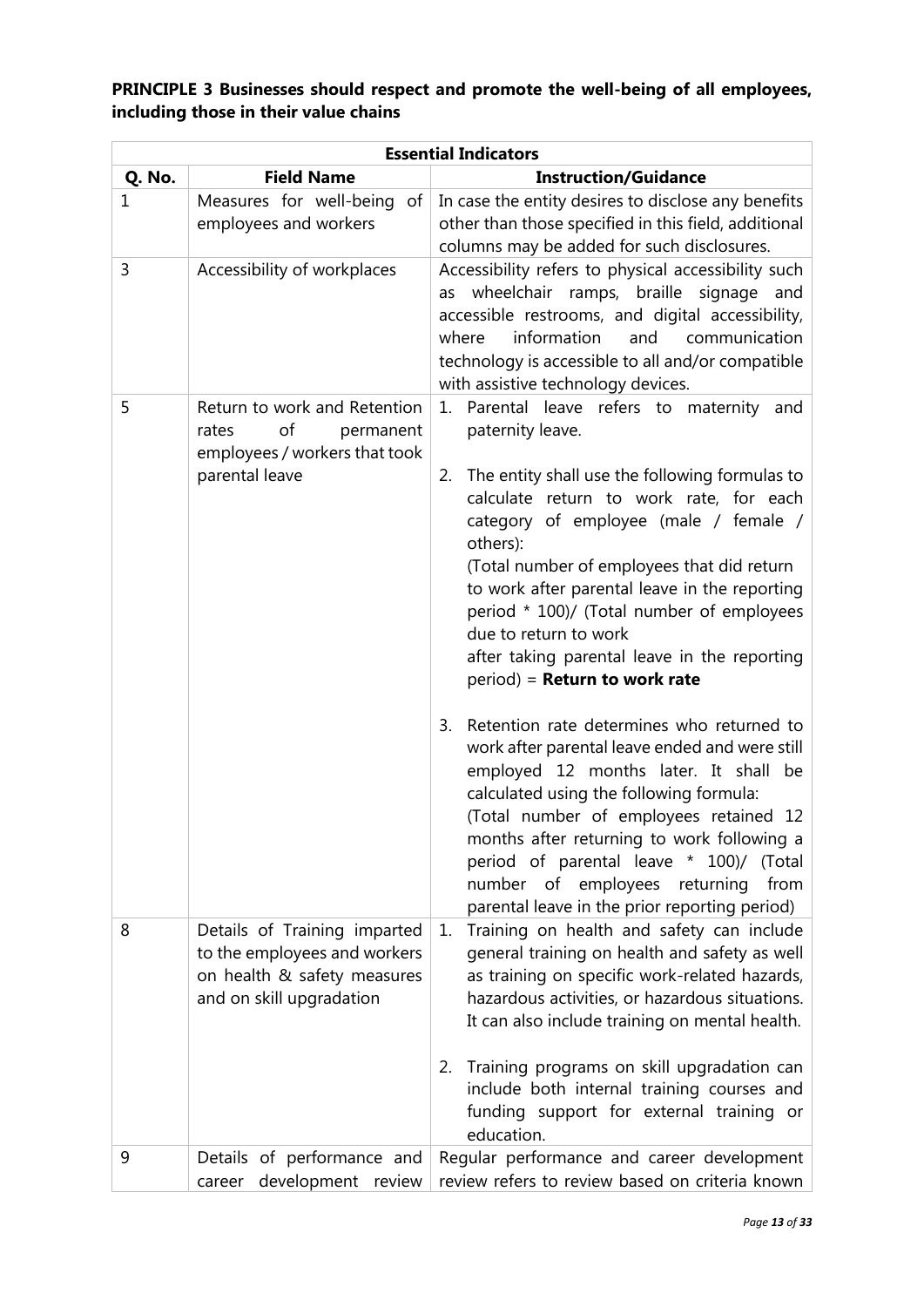**PRINCIPLE 3 Businesses should respect and promote the well-being of all employees, including those in their value chains**

| Essential Indicators | | |
|---|---|---|
| **Q. No.** | **Field Name** | **Instruction/Guidance** |
| 1 | Measures for well-being of employees and workers | In case the entity desires to disclose any benefits other than those specified in this field, additional columns may be added for such disclosures. |
| 3 | Accessibility of workplaces | Accessibility refers to physical accessibility such as wheelchair ramps, braille signage and accessible restrooms, and digital accessibility, where information and communication technology is accessible to all and/or compatible with assistive technology devices. |
| 5 | Return to work and Retention rates of permanent employees / workers that took parental leave | 1. Parental leave refers to maternity and paternity leave.<br><br>2. The entity shall use the following formulas to calculate return to work rate, for each category of employee (male / female / others):<br>(Total number of employees that did return to work after parental leave in the reporting period * 100)/ (Total number of employees due to return to work after taking parental leave in the reporting period) = **Return to work rate**<br><br>3. Retention rate determines who returned to work after parental leave ended and were still employed 12 months later. It shall be calculated using the following formula:<br>(Total number of employees retained 12 months after returning to work following a period of parental leave * 100)/ (Total number of employees returning from parental leave in the prior reporting period) |
| 8 | Details of Training imparted to the employees and workers on health & safety measures and on skill upgradation | 1. Training on health and safety can include general training on health and safety as well as training on specific work-related hazards, hazardous activities, or hazardous situations. It can also include training on mental health.<br><br>2. Training programs on skill upgradation can include both internal training courses and funding support for external training or education. |
| 9 | Details of performance and career development review | Regular performance and career development review refers to review based on criteria known |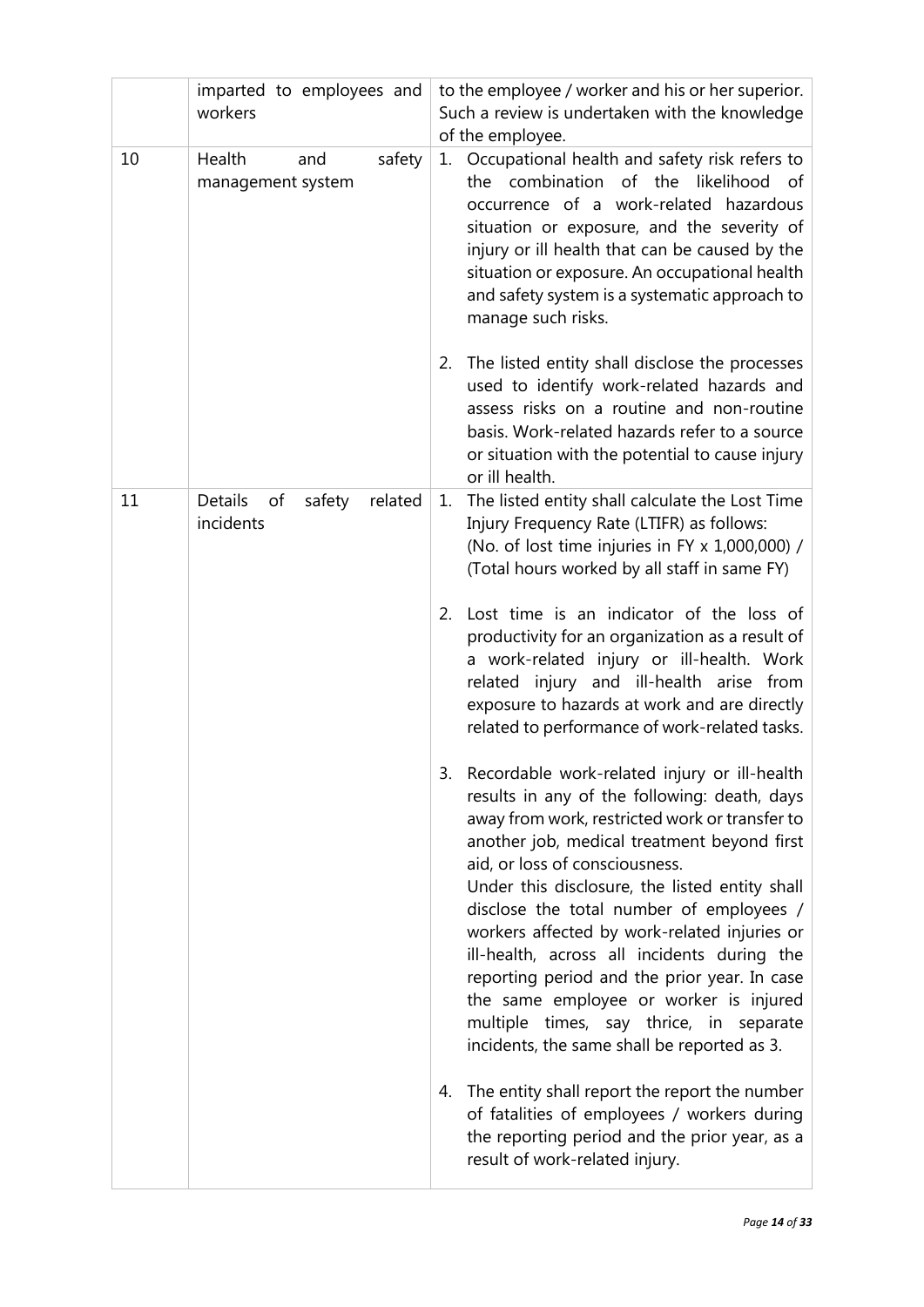| | | |
|---|---|---|
| | imparted to employees and workers | to the employee / worker and his or her superior. Such a review is undertaken with the knowledge of the employee. |
| 10 | Health and safety management system | 1. Occupational health and safety risk refers to the combination of the likelihood of occurrence of a work-related hazardous situation or exposure, and the severity of injury or ill health that can be caused by the situation or exposure. An occupational health and safety system is a systematic approach to manage such risks.<br><br>2. The listed entity shall disclose the processes used to identify work-related hazards and assess risks on a routine and non-routine basis. Work-related hazards refer to a source or situation with the potential to cause injury or ill health. |
| 11 | Details of safety related incidents | 1. The listed entity shall calculate the Lost Time Injury Frequency Rate (LTIFR) as follows:<br>(No. of lost time injuries in FY x 1,000,000) / (Total hours worked by all staff in same FY)<br><br>2. Lost time is an indicator of the loss of productivity for an organization as a result of a work-related injury or ill-health. Work related injury and ill-health arise from exposure to hazards at work and are directly related to performance of work-related tasks.<br><br>3. Recordable work-related injury or ill-health results in any of the following: death, days away from work, restricted work or transfer to another job, medical treatment beyond first aid, or loss of consciousness.<br>Under this disclosure, the listed entity shall disclose the total number of employees / workers affected by work-related injuries or ill-health, across all incidents during the reporting period and the prior year. In case the same employee or worker is injured multiple times, say thrice, in separate incidents, the same shall be reported as 3.<br><br>4. The entity shall report the report the number of fatalities of employees / workers during the reporting period and the prior year, as a result of work-related injury. |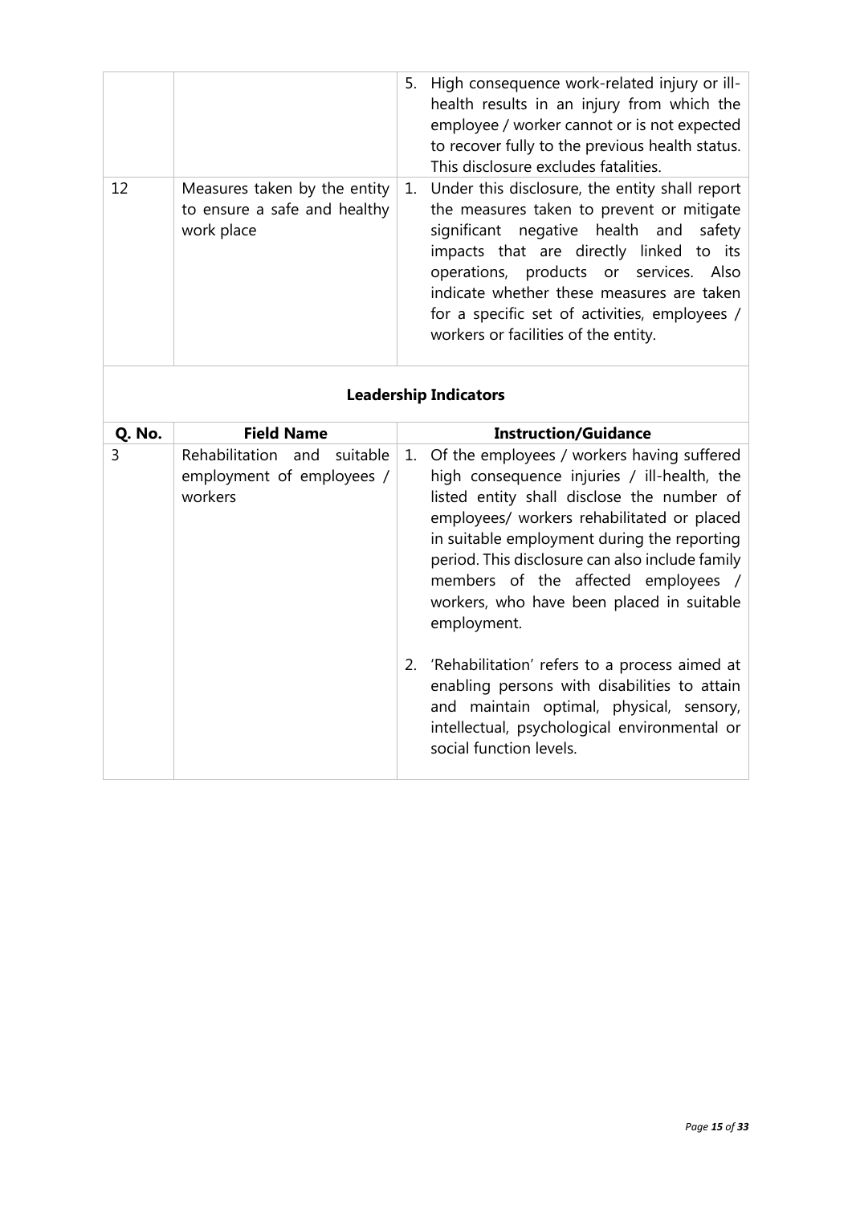| | | |
|---|---|---|
| | | 5. High consequence work-related injury or ill-health results in an injury from which the employee / worker cannot or is not expected to recover fully to the previous health status. This disclosure excludes fatalities. |
| 12 | Measures taken by the entity to ensure a safe and healthy work place | 1. Under this disclosure, the entity shall report the measures taken to prevent or mitigate significant negative health and safety impacts that are directly linked to its operations, products or services. Also indicate whether these measures are taken for a specific set of activities, employees / workers or facilities of the entity. |

**Leadership Indicators**

| Q. No. | Field Name | Instruction/Guidance |
|---|---|---|
| 3 | Rehabilitation and suitable employment of employees / workers | 1. Of the employees / workers having suffered high consequence injuries / ill-health, the listed entity shall disclose the number of employees/ workers rehabilitated or placed in suitable employment during the reporting period. This disclosure can also include family members of the affected employees / workers, who have been placed in suitable employment.<br><br>2. 'Rehabilitation' refers to a process aimed at enabling persons with disabilities to attain and maintain optimal, physical, sensory, intellectual, psychological environmental or social function levels. |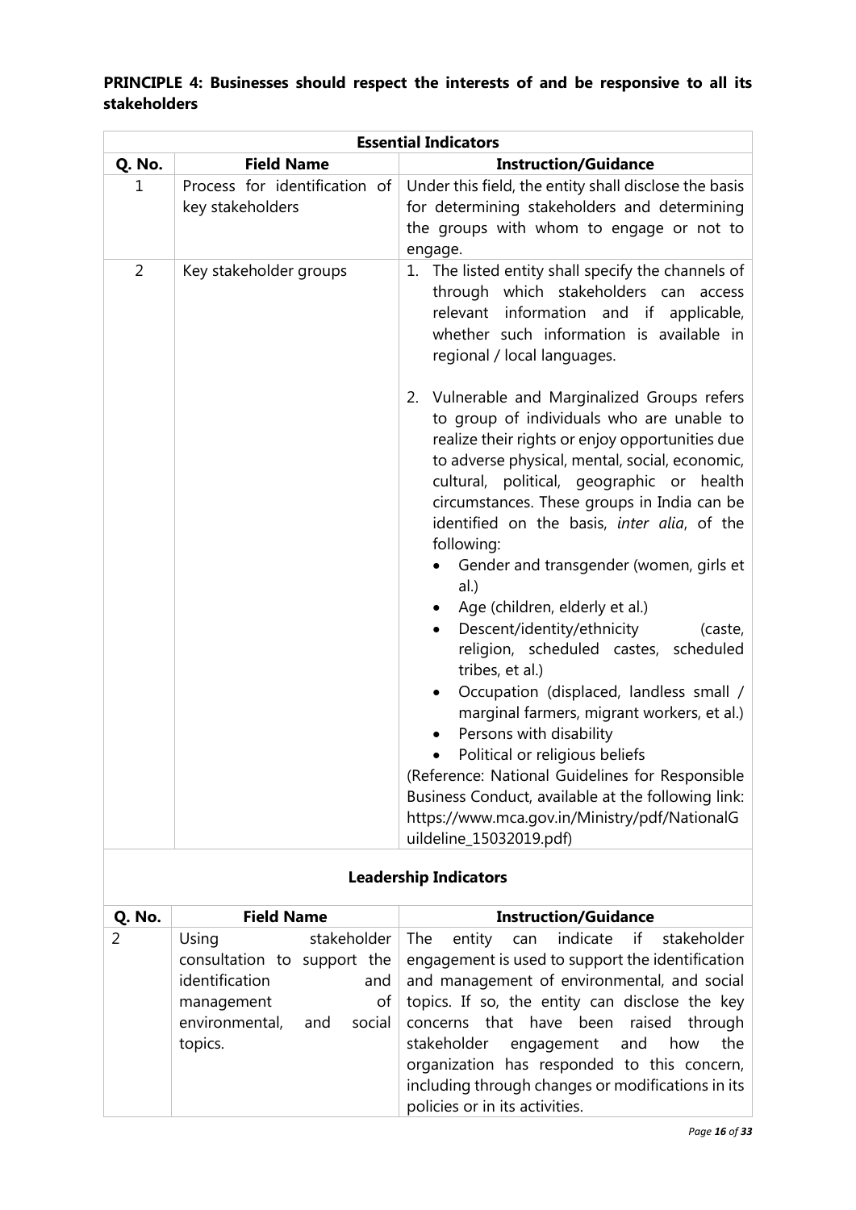**PRINCIPLE 4: Businesses should respect the interests of and be responsive to all its stakeholders**

| **Essential Indicators** | | |
|---|---|---|
| **Q. No.** | **Field Name** | **Instruction/Guidance** |
| 1 | Process for identification of key stakeholders | Under this field, the entity shall disclose the basis for determining stakeholders and determining the groups with whom to engage or not to engage. |
| 2 | Key stakeholder groups | 1. The listed entity shall specify the channels of through which stakeholders can access relevant information and if applicable, whether such information is available in regional / local languages.<br><br>2. Vulnerable and Marginalized Groups refers to group of individuals who are unable to realize their rights or enjoy opportunities due to adverse physical, mental, social, economic, cultural, political, geographic or health circumstances. These groups in India can be identified on the basis, *inter alia*, of the following:<br>• Gender and transgender (women, girls et al.)<br>• Age (children, elderly et al.)<br>• Descent/identity/ethnicity (caste, religion, scheduled castes, scheduled tribes, et al.)<br>• Occupation (displaced, landless small / marginal farmers, migrant workers, et al.)<br>• Persons with disability<br>• Political or religious beliefs<br>(Reference: National Guidelines for Responsible Business Conduct, available at the following link: https://www.mca.gov.in/Ministry/pdf/NationalGuildeline_15032019.pdf) |

**Leadership Indicators**

| **Q. No.** | **Field Name** | **Instruction/Guidance** |
|---|---|---|
| 2 | Using stakeholder consultation to support the identification and management of environmental, and social topics. | The entity can indicate if stakeholder engagement is used to support the identification and management of environmental, and social topics. If so, the entity can disclose the key concerns that have been raised through stakeholder engagement and how the organization has responded to this concern, including through changes or modifications in its policies or in its activities. |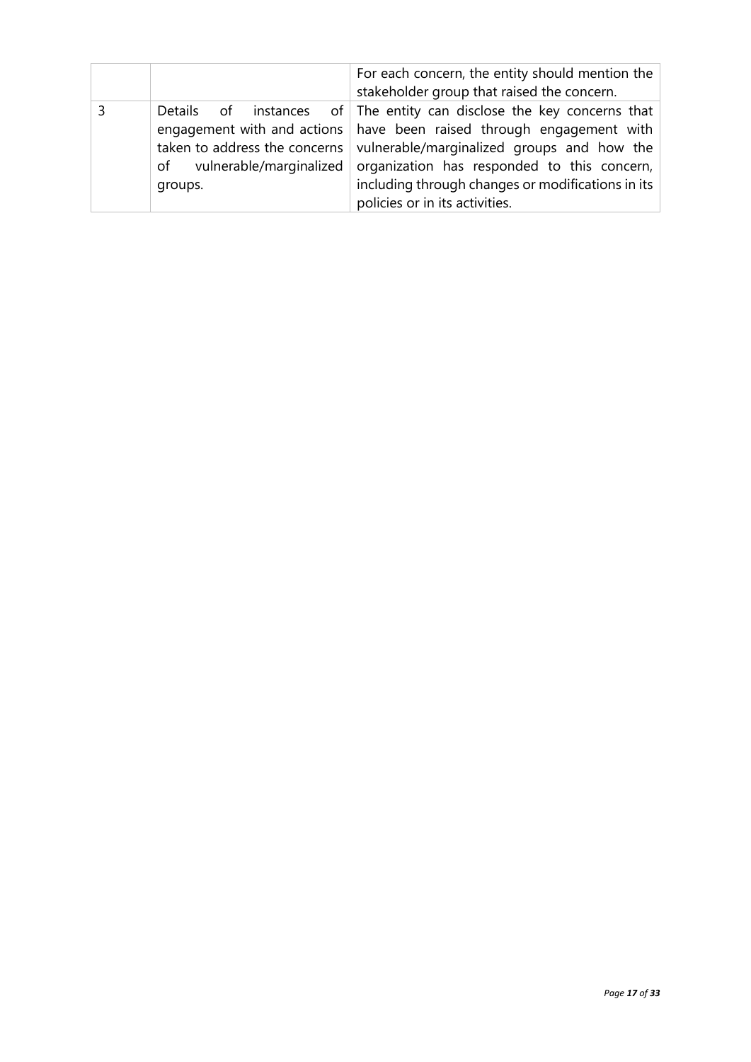|  |  |  |
|---|---|---|
|  |  | For each concern, the entity should mention the stakeholder group that raised the concern. |
| 3 | Details of instances of engagement with and actions taken to address the concerns of vulnerable/marginalized groups. | The entity can disclose the key concerns that have been raised through engagement with vulnerable/marginalized groups and how the organization has responded to this concern, including through changes or modifications in its policies or in its activities. |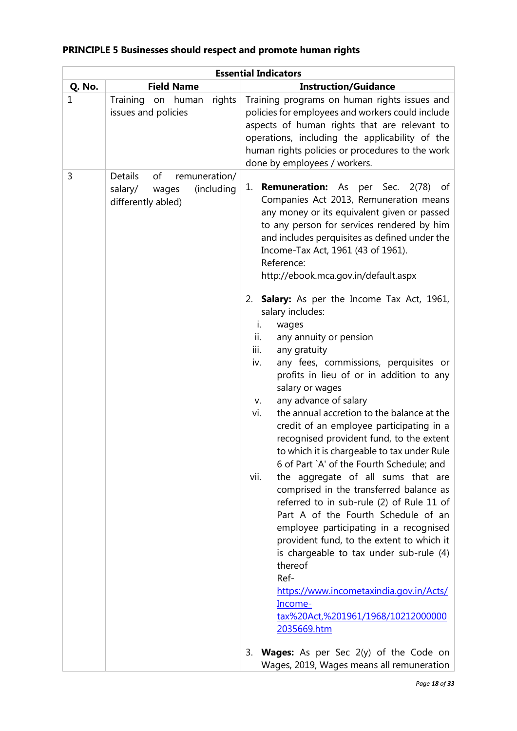**PRINCIPLE 5 Businesses should respect and promote human rights**

| Essential Indicators | | |
|---|---|---|
| **Q. No.** | **Field Name** | **Instruction/Guidance** |
| 1 | Training on human rights issues and policies | Training programs on human rights issues and policies for employees and workers could include aspects of human rights that are relevant to operations, including the applicability of the human rights policies or procedures to the work done by employees / workers. |
| 3 | Details of remuneration/ salary/ wages (including differently abled) | 1. **Remuneration:** As per Sec. 2(78) of Companies Act 2013, Remuneration means any money or its equivalent given or passed to any person for services rendered by him and includes perquisites as defined under the Income-Tax Act, 1961 (43 of 1961). Reference: http://ebook.mca.gov.in/default.aspx <br><br> 2. **Salary:** As per the Income Tax Act, 1961, salary includes: <br> i. wages <br> ii. any annuity or pension <br> iii. any gratuity <br> iv. any fees, commissions, perquisites or profits in lieu of or in addition to any salary or wages <br> v. any advance of salary <br> vi. the annual accretion to the balance at the credit of an employee participating in a recognised provident fund, to the extent to which it is chargeable to tax under Rule 6 of Part `A' of the Fourth Schedule; and <br> vii. the aggregate of all sums that are comprised in the transferred balance as referred to in sub-rule (2) of Rule 11 of Part A of the Fourth Schedule of an employee participating in a recognised provident fund, to the extent to which it is chargeable to tax under sub-rule (4) thereof <br> Ref- https://www.incometaxindia.gov.in/Acts/Income-tax%20Act,%201961/1968/102120000002035669.htm <br><br> 3. **Wages:** As per Sec 2(y) of the Code on Wages, 2019, Wages means all remuneration |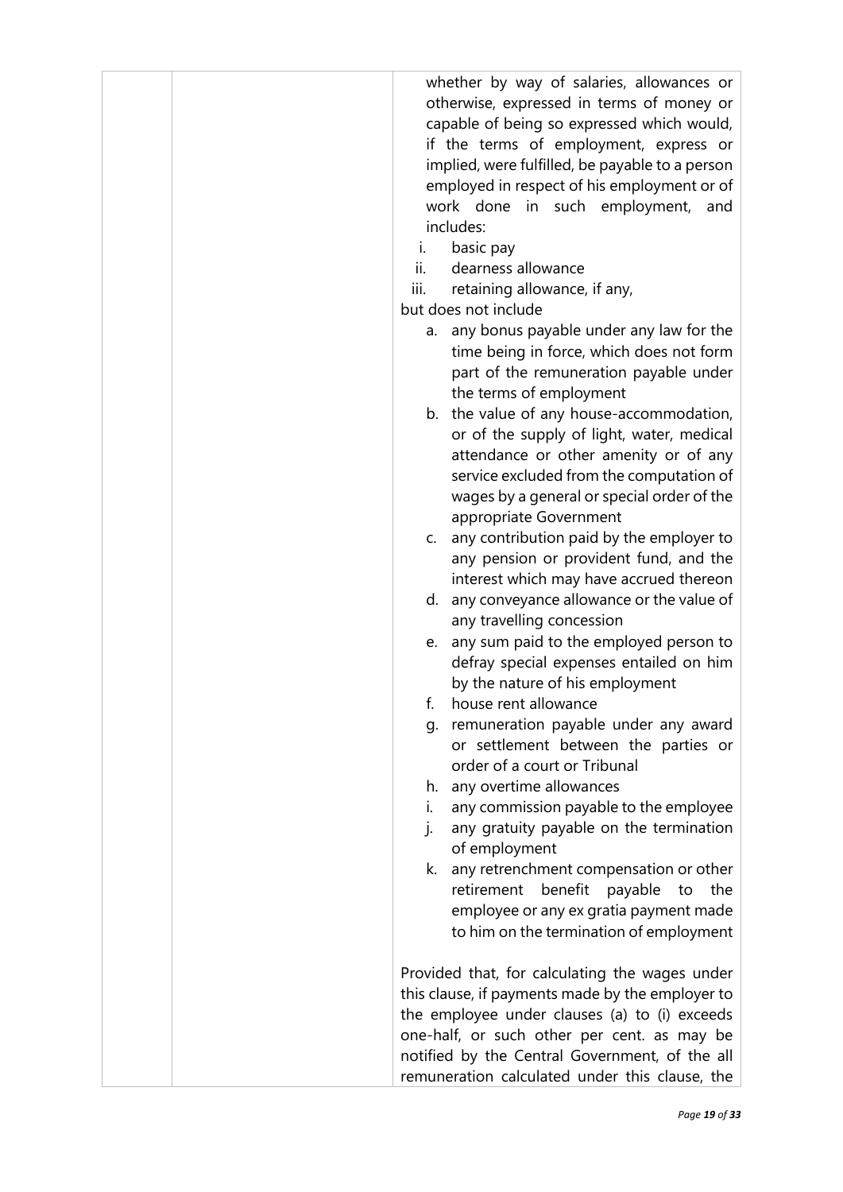| | | whether by way of salaries, allowances or otherwise, expressed in terms of money or capable of being so expressed which would, if the terms of employment, express or implied, were fulfilled, be payable to a person employed in respect of his employment or of work done in such employment, and includes:<br>i. basic pay<br>ii. dearness allowance<br>iii. retaining allowance, if any,<br>but does not include<br>a. any bonus payable under any law for the time being in force, which does not form part of the remuneration payable under the terms of employment<br>b. the value of any house-accommodation, or of the supply of light, water, medical attendance or other amenity or of any service excluded from the computation of wages by a general or special order of the appropriate Government<br>c. any contribution paid by the employer to any pension or provident fund, and the interest which may have accrued thereon<br>d. any conveyance allowance or the value of any travelling concession<br>e. any sum paid to the employed person to defray special expenses entailed on him by the nature of his employment<br>f. house rent allowance<br>g. remuneration payable under any award or settlement between the parties or order of a court or Tribunal<br>h. any overtime allowances<br>i. any commission payable to the employee<br>j. any gratuity payable on the termination of employment<br>k. any retrenchment compensation or other retirement benefit payable to the employee or any ex gratia payment made to him on the termination of employment<br><br>Provided that, for calculating the wages under this clause, if payments made by the employer to the employee under clauses (a) to (i) exceeds one-half, or such other per cent. as may be notified by the Central Government, of the all remuneration calculated under this clause, the |
|---|---|---|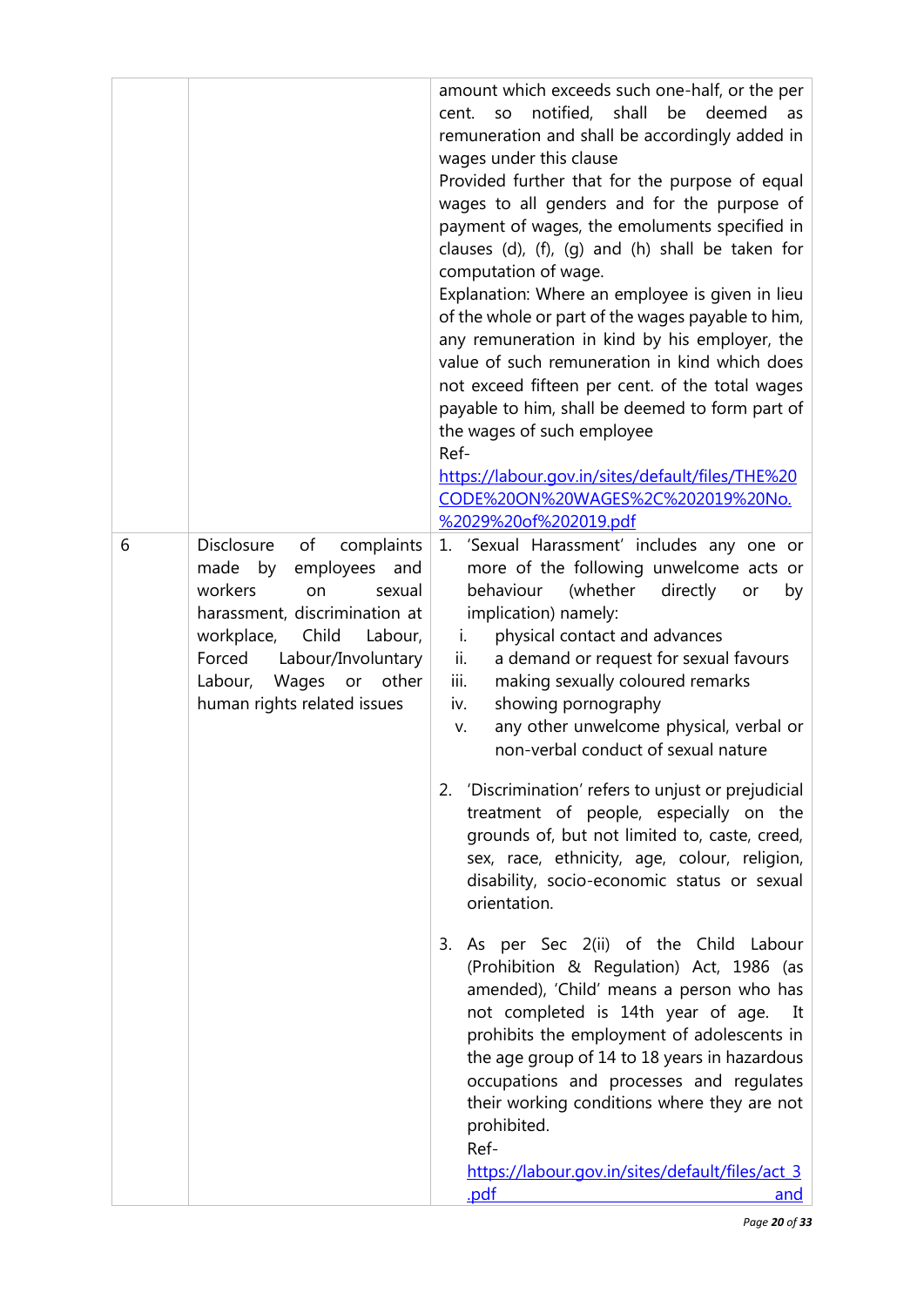| | | |
|---|---|---|
| | | amount which exceeds such one-half, or the per cent. so notified, shall be deemed as remuneration and shall be accordingly added in wages under this clause<br>Provided further that for the purpose of equal wages to all genders and for the purpose of payment of wages, the emoluments specified in clauses (d), (f), (g) and (h) shall be taken for computation of wage.<br>Explanation: Where an employee is given in lieu of the whole or part of the wages payable to him, any remuneration in kind by his employer, the value of such remuneration in kind which does not exceed fifteen per cent. of the total wages payable to him, shall be deemed to form part of the wages of such employee<br>Ref- https://labour.gov.in/sites/default/files/THE%20CODE%20ON%20WAGES%2C%202019%20No.%2029%20of%202019.pdf |
| 6 | Disclosure of complaints made by employees and workers on sexual harassment, discrimination at workplace, Child Labour, Forced Labour/Involuntary Labour, Wages or other human rights related issues | 1. 'Sexual Harassment' includes any one or more of the following unwelcome acts or behaviour (whether directly or by implication) namely:<br>i. physical contact and advances<br>ii. a demand or request for sexual favours<br>iii. making sexually coloured remarks<br>iv. showing pornography<br>v. any other unwelcome physical, verbal or non-verbal conduct of sexual nature<br><br>2. 'Discrimination' refers to unjust or prejudicial treatment of people, especially on the grounds of, but not limited to, caste, creed, sex, race, ethnicity, age, colour, religion, disability, socio-economic status or sexual orientation.<br><br>3. As per Sec 2(ii) of the Child Labour (Prohibition & Regulation) Act, 1986 (as amended), 'Child' means a person who has not completed is 14th year of age. It prohibits the employment of adolescents in the age group of 14 to 18 years in hazardous occupations and processes and regulates their working conditions where they are not prohibited.<br>Ref- https://labour.gov.in/sites/default/files/act_3.pdf and |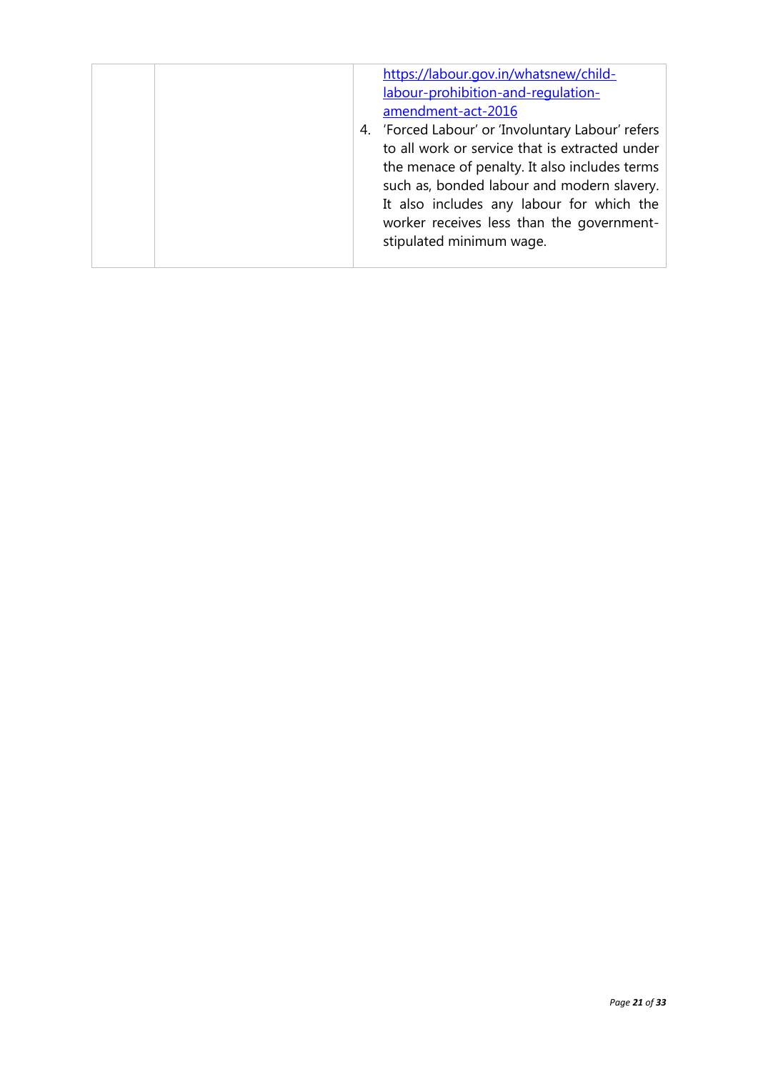| | | https://labour.gov.in/whatsnew/child-labour-prohibition-and-regulation-amendment-act-2016<br>4. 'Forced Labour' or 'Involuntary Labour' refers to all work or service that is extracted under the menace of penalty. It also includes terms such as, bonded labour and modern slavery. It also includes any labour for which the worker receives less than the government-stipulated minimum wage. |
|---|---|---|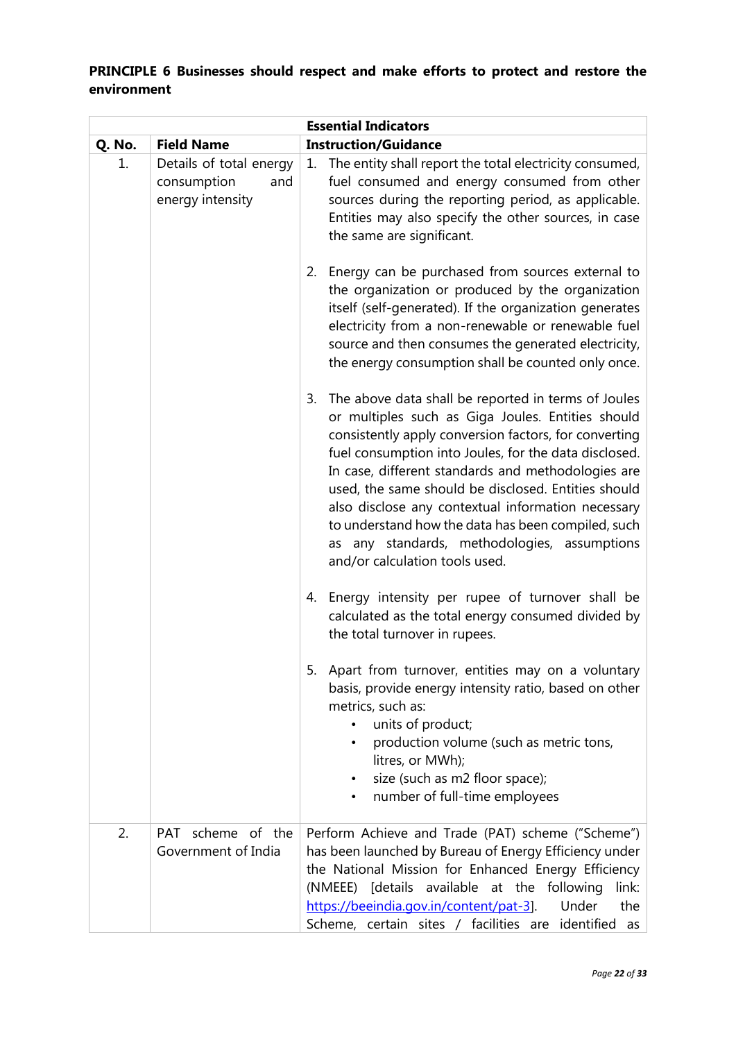**PRINCIPLE 6 Businesses should respect and make efforts to protect and restore the environment**

| Essential Indicators | | |
|---|---|---|
| **Q. No.** | **Field Name** | **Instruction/Guidance** |
| 1. | Details of total energy consumption and energy intensity | 1. The entity shall report the total electricity consumed, fuel consumed and energy consumed from other sources during the reporting period, as applicable. Entities may also specify the other sources, in case the same are significant.<br><br>2. Energy can be purchased from sources external to the organization or produced by the organization itself (self-generated). If the organization generates electricity from a non-renewable or renewable fuel source and then consumes the generated electricity, the energy consumption shall be counted only once.<br><br>3. The above data shall be reported in terms of Joules or multiples such as Giga Joules. Entities should consistently apply conversion factors, for converting fuel consumption into Joules, for the data disclosed. In case, different standards and methodologies are used, the same should be disclosed. Entities should also disclose any contextual information necessary to understand how the data has been compiled, such as any standards, methodologies, assumptions and/or calculation tools used.<br><br>4. Energy intensity per rupee of turnover shall be calculated as the total energy consumed divided by the total turnover in rupees.<br><br>5. Apart from turnover, entities may on a voluntary basis, provide energy intensity ratio, based on other metrics, such as:<br>• units of product;<br>• production volume (such as metric tons, litres, or MWh);<br>• size (such as m2 floor space);<br>• number of full-time employees |
| 2. | PAT scheme of the Government of India | Perform Achieve and Trade (PAT) scheme ("Scheme") has been launched by Bureau of Energy Efficiency under the National Mission for Enhanced Energy Efficiency (NMEEE) [details available at the following link: https://beeindia.gov.in/content/pat-3]. Under the Scheme, certain sites / facilities are identified as |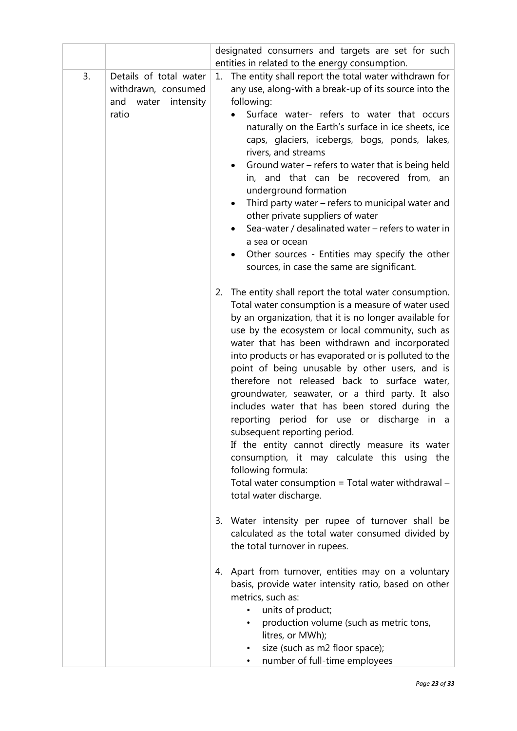| | | |
|---|---|---|
| | | designated consumers and targets are set for such entities in related to the energy consumption. |
| 3. | Details of total water withdrawn, consumed and water intensity ratio | 1. The entity shall report the total water withdrawn for any use, along-with a break-up of its source into the following:<br>• Surface water- refers to water that occurs naturally on the Earth's surface in ice sheets, ice caps, glaciers, icebergs, bogs, ponds, lakes, rivers, and streams<br>• Ground water – refers to water that is being held in, and that can be recovered from, an underground formation<br>• Third party water – refers to municipal water and other private suppliers of water<br>• Sea-water / desalinated water – refers to water in a sea or ocean<br>• Other sources - Entities may specify the other sources, in case the same are significant.<br><br>2. The entity shall report the total water consumption. Total water consumption is a measure of water used by an organization, that it is no longer available for use by the ecosystem or local community, such as water that has been withdrawn and incorporated into products or has evaporated or is polluted to the point of being unusable by other users, and is therefore not released back to surface water, groundwater, seawater, or a third party. It also includes water that has been stored during the reporting period for use or discharge in a subsequent reporting period.<br>If the entity cannot directly measure its water consumption, it may calculate this using the following formula:<br>Total water consumption = Total water withdrawal – total water discharge.<br><br>3. Water intensity per rupee of turnover shall be calculated as the total water consumed divided by the total turnover in rupees.<br><br>4. Apart from turnover, entities may on a voluntary basis, provide water intensity ratio, based on other metrics, such as:<br>• units of product;<br>• production volume (such as metric tons, litres, or MWh);<br>• size (such as m2 floor space);<br>• number of full-time employees |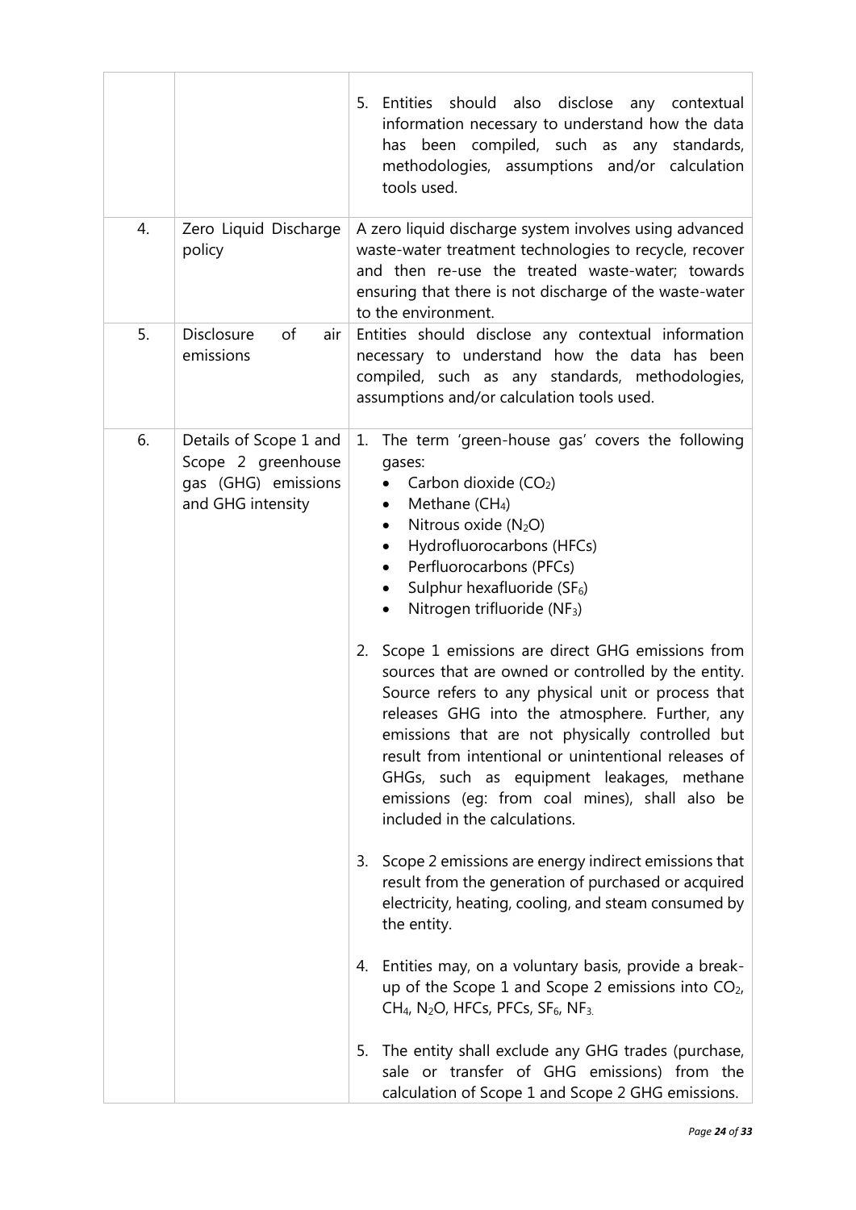| | | |
|---|---|---|
| | | 5. Entities should also disclose any contextual information necessary to understand how the data has been compiled, such as any standards, methodologies, assumptions and/or calculation tools used. |
| 4. | Zero Liquid Discharge policy | A zero liquid discharge system involves using advanced waste-water treatment technologies to recycle, recover and then re-use the treated waste-water; towards ensuring that there is not discharge of the waste-water to the environment. |
| 5. | Disclosure of air emissions | Entities should disclose any contextual information necessary to understand how the data has been compiled, such as any standards, methodologies, assumptions and/or calculation tools used. |
| 6. | Details of Scope 1 and Scope 2 greenhouse gas (GHG) emissions and GHG intensity | 1. The term 'green-house gas' covers the following gases:<br>• Carbon dioxide ($CO_2$)<br>• Methane ($CH_4$)<br>• Nitrous oxide ($N_2O$)<br>• Hydrofluorocarbons (HFCs)<br>• Perfluorocarbons (PFCs)<br>• Sulphur hexafluoride ($SF_6$)<br>• Nitrogen trifluoride ($NF_3$)<br><br>2. Scope 1 emissions are direct GHG emissions from sources that are owned or controlled by the entity. Source refers to any physical unit or process that releases GHG into the atmosphere. Further, any emissions that are not physically controlled but result from intentional or unintentional releases of GHGs, such as equipment leakages, methane emissions (eg: from coal mines), shall also be included in the calculations.<br><br>3. Scope 2 emissions are energy indirect emissions that result from the generation of purchased or acquired electricity, heating, cooling, and steam consumed by the entity.<br><br>4. Entities may, on a voluntary basis, provide a break-up of the Scope 1 and Scope 2 emissions into $CO_2$, $CH_4$, $N_2O$, HFCs, PFCs, $SF_6$, $NF_3$.<br><br>5. The entity shall exclude any GHG trades (purchase, sale or transfer of GHG emissions) from the calculation of Scope 1 and Scope 2 GHG emissions. |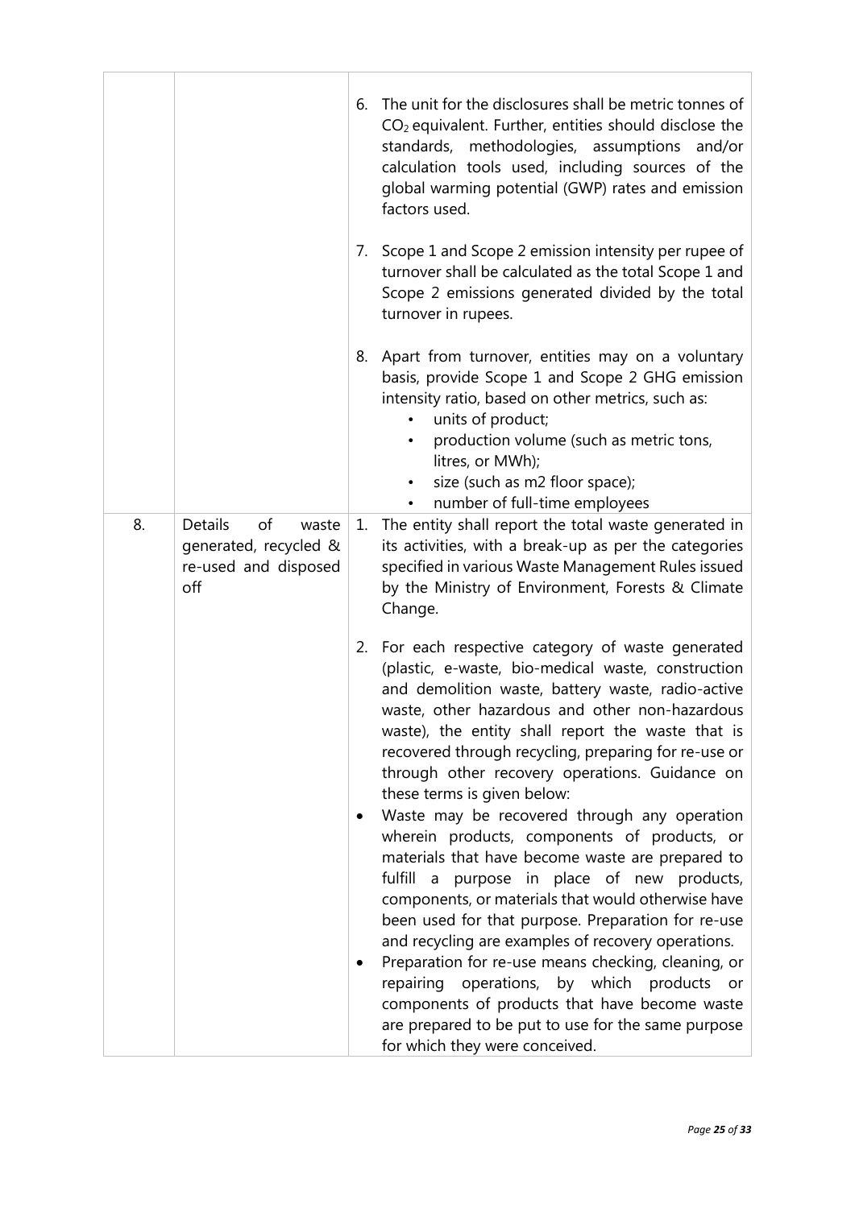| | | |
|---|---|---|
| | | 6. The unit for the disclosures shall be metric tonnes of $CO_2$ equivalent. Further, entities should disclose the standards, methodologies, assumptions and/or calculation tools used, including sources of the global warming potential (GWP) rates and emission factors used.<br><br>7. Scope 1 and Scope 2 emission intensity per rupee of turnover shall be calculated as the total Scope 1 and Scope 2 emissions generated divided by the total turnover in rupees.<br><br>8. Apart from turnover, entities may on a voluntary basis, provide Scope 1 and Scope 2 GHG emission intensity ratio, based on other metrics, such as:<br>• units of product;<br>• production volume (such as metric tons, litres, or MWh);<br>• size (such as m2 floor space);<br>• number of full-time employees |
| 8. | Details of waste generated, recycled & re-used and disposed off | 1. The entity shall report the total waste generated in its activities, with a break-up as per the categories specified in various Waste Management Rules issued by the Ministry of Environment, Forests & Climate Change.<br><br>2. For each respective category of waste generated (plastic, e-waste, bio-medical waste, construction and demolition waste, battery waste, radio-active waste, other hazardous and other non-hazardous waste), the entity shall report the waste that is recovered through recycling, preparing for re-use or through other recovery operations. Guidance on these terms is given below:<br>• Waste may be recovered through any operation wherein products, components of products, or materials that have become waste are prepared to fulfill a purpose in place of new products, components, or materials that would otherwise have been used for that purpose. Preparation for re-use and recycling are examples of recovery operations.<br>• Preparation for re-use means checking, cleaning, or repairing operations, by which products or components of products that have become waste are prepared to be put to use for the same purpose for which they were conceived. |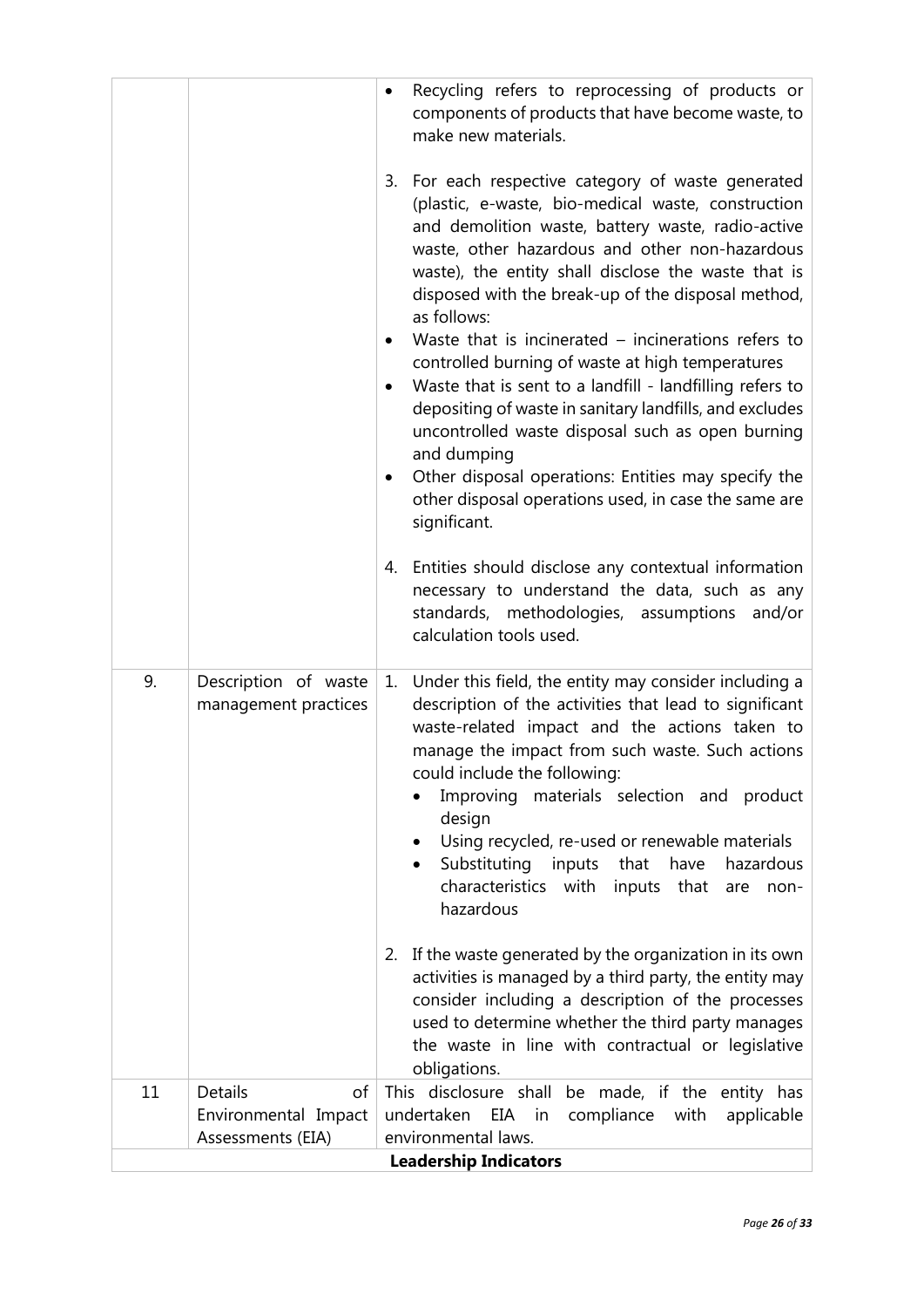| | | |
|---|---|---|
| | | • Recycling refers to reprocessing of products or components of products that have become waste, to make new materials.<br><br>3. For each respective category of waste generated (plastic, e-waste, bio-medical waste, construction and demolition waste, battery waste, radio-active waste, other hazardous and other non-hazardous waste), the entity shall disclose the waste that is disposed with the break-up of the disposal method, as follows:<br>• Waste that is incinerated – incinerations refers to controlled burning of waste at high temperatures<br>• Waste that is sent to a landfill - landfilling refers to depositing of waste in sanitary landfills, and excludes uncontrolled waste disposal such as open burning and dumping<br>• Other disposal operations: Entities may specify the other disposal operations used, in case the same are significant.<br><br>4. Entities should disclose any contextual information necessary to understand the data, such as any standards, methodologies, assumptions and/or calculation tools used. |
| 9. | Description of waste management practices | 1. Under this field, the entity may consider including a description of the activities that lead to significant waste-related impact and the actions taken to manage the impact from such waste. Such actions could include the following:<br>• Improving materials selection and product design<br>• Using recycled, re-used or renewable materials<br>• Substituting inputs that have hazardous characteristics with inputs that are non-hazardous<br><br>2. If the waste generated by the organization in its own activities is managed by a third party, the entity may consider including a description of the processes used to determine whether the third party manages the waste in line with contractual or legislative obligations. |
| 11 | Details of Environmental Impact Assessments (EIA) | This disclosure shall be made, if the entity has undertaken EIA in compliance with applicable environmental laws. |
| **Leadership Indicators** | | |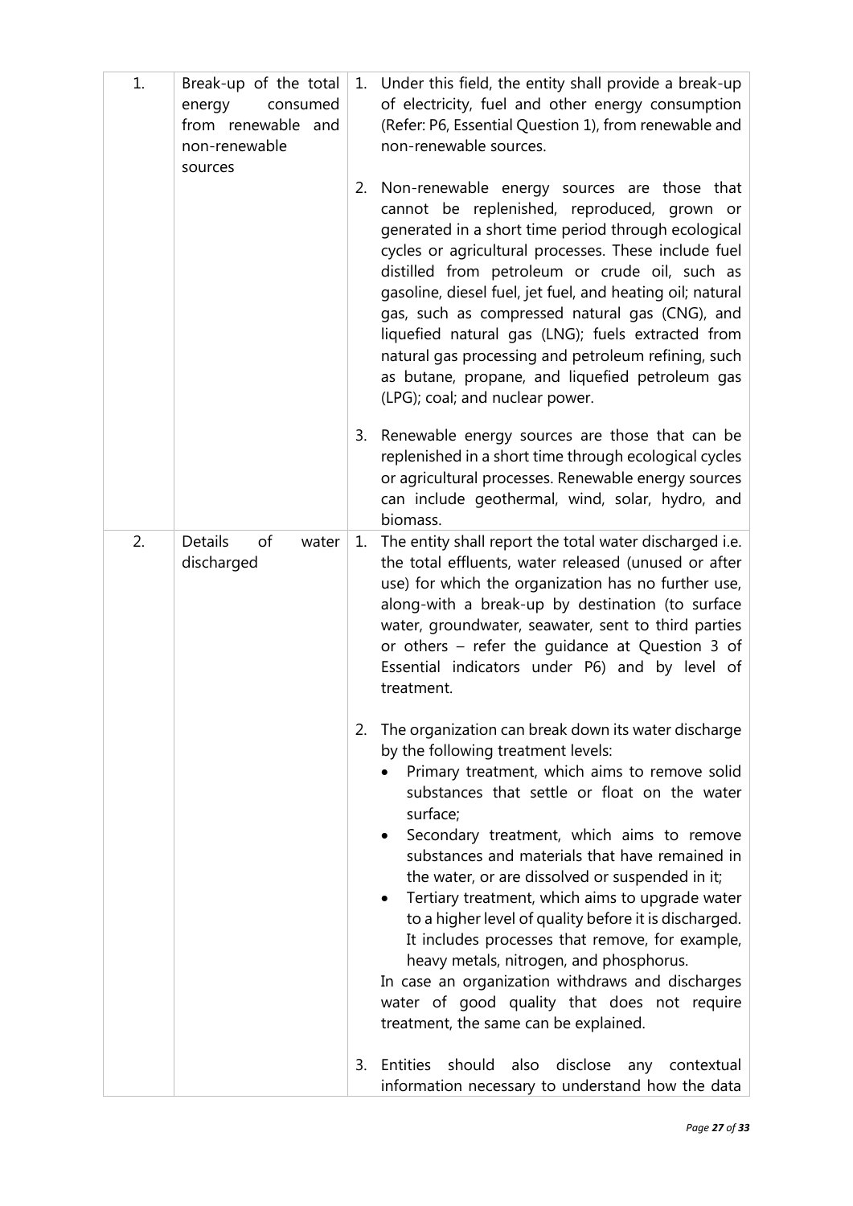| | | |
|---|---|---|
| 1. | Break-up of the total energy consumed from renewable and non-renewable sources | 1. Under this field, the entity shall provide a break-up of electricity, fuel and other energy consumption (Refer: P6, Essential Question 1), from renewable and non-renewable sources.<br><br>2. Non-renewable energy sources are those that cannot be replenished, reproduced, grown or generated in a short time period through ecological cycles or agricultural processes. These include fuel distilled from petroleum or crude oil, such as gasoline, diesel fuel, jet fuel, and heating oil; natural gas, such as compressed natural gas (CNG), and liquefied natural gas (LNG); fuels extracted from natural gas processing and petroleum refining, such as butane, propane, and liquefied petroleum gas (LPG); coal; and nuclear power.<br><br>3. Renewable energy sources are those that can be replenished in a short time through ecological cycles or agricultural processes. Renewable energy sources can include geothermal, wind, solar, hydro, and biomass. |
| 2. | Details of water discharged | 1. The entity shall report the total water discharged i.e. the total effluents, water released (unused or after use) for which the organization has no further use, along-with a break-up by destination (to surface water, groundwater, seawater, sent to third parties or others – refer the guidance at Question 3 of Essential indicators under P6) and by level of treatment.<br><br>2. The organization can break down its water discharge by the following treatment levels:<br>• Primary treatment, which aims to remove solid substances that settle or float on the water surface;<br>• Secondary treatment, which aims to remove substances and materials that have remained in the water, or are dissolved or suspended in it;<br>• Tertiary treatment, which aims to upgrade water to a higher level of quality before it is discharged. It includes processes that remove, for example, heavy metals, nitrogen, and phosphorus.<br>In case an organization withdraws and discharges water of good quality that does not require treatment, the same can be explained.<br><br>3. Entities should also disclose any contextual information necessary to understand how the data |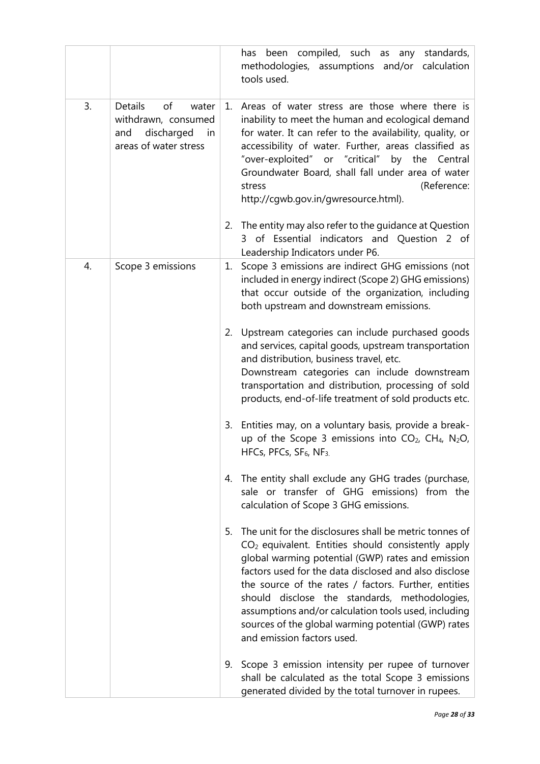| | | |
|---|---|---|
| | | has been compiled, such as any standards, methodologies, assumptions and/or calculation tools used. |
| 3. | Details of water withdrawn, consumed and discharged in areas of water stress | 1. Areas of water stress are those where there is inability to meet the human and ecological demand for water. It can refer to the availability, quality, or accessibility of water. Further, areas classified as "over-exploited" or "critical" by the Central Groundwater Board, shall fall under area of water stress (Reference: http://cgwb.gov.in/gwresource.html).<br><br>2. The entity may also refer to the guidance at Question 3 of Essential indicators and Question 2 of Leadership Indicators under P6. |
| 4. | Scope 3 emissions | 1. Scope 3 emissions are indirect GHG emissions (not included in energy indirect (Scope 2) GHG emissions) that occur outside of the organization, including both upstream and downstream emissions.<br><br>2. Upstream categories can include purchased goods and services, capital goods, upstream transportation and distribution, business travel, etc.<br>Downstream categories can include downstream transportation and distribution, processing of sold products, end-of-life treatment of sold products etc.<br><br>3. Entities may, on a voluntary basis, provide a break-up of the Scope 3 emissions into $CO_2$, $CH_4$, $N_2O$, HFCs, PFCs, $SF_6$, $NF_3$.<br><br>4. The entity shall exclude any GHG trades (purchase, sale or transfer of GHG emissions) from the calculation of Scope 3 GHG emissions.<br><br>5. The unit for the disclosures shall be metric tonnes of $CO_2$ equivalent. Entities should consistently apply global warming potential (GWP) rates and emission factors used for the data disclosed and also disclose the source of the rates / factors. Further, entities should disclose the standards, methodologies, assumptions and/or calculation tools used, including sources of the global warming potential (GWP) rates and emission factors used.<br><br>9. Scope 3 emission intensity per rupee of turnover shall be calculated as the total Scope 3 emissions generated divided by the total turnover in rupees. |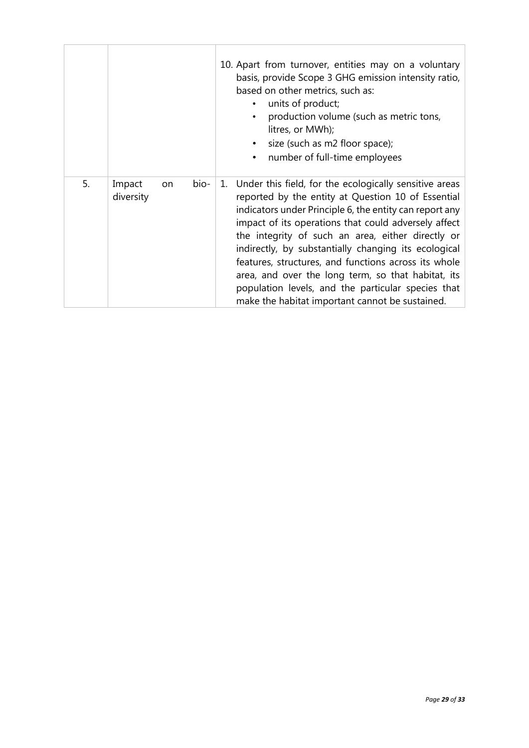| | | |
|---|---|---|
| | | 10. Apart from turnover, entities may on a voluntary basis, provide Scope 3 GHG emission intensity ratio, based on other metrics, such as:<br>• units of product;<br>• production volume (such as metric tons, litres, or MWh);<br>• size (such as m2 floor space);<br>• number of full-time employees |
| 5. | Impact on bio-diversity | 1. Under this field, for the ecologically sensitive areas reported by the entity at Question 10 of Essential indicators under Principle 6, the entity can report any impact of its operations that could adversely affect the integrity of such an area, either directly or indirectly, by substantially changing its ecological features, structures, and functions across its whole area, and over the long term, so that habitat, its population levels, and the particular species that make the habitat important cannot be sustained. |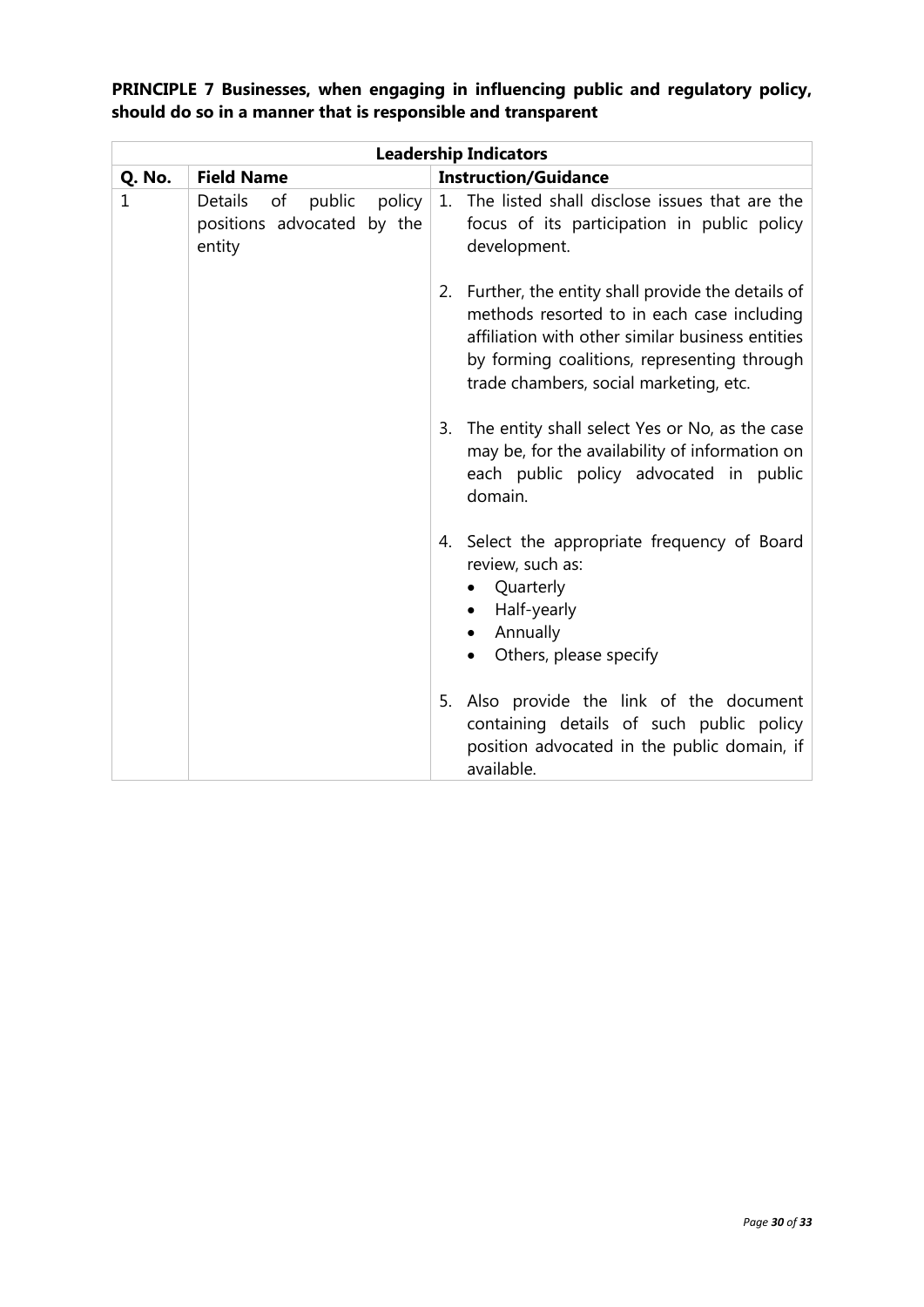**PRINCIPLE 7 Businesses, when engaging in influencing public and regulatory policy, should do so in a manner that is responsible and transparent**

| Leadership Indicators | | |
|---|---|---|
| **Q. No.** | **Field Name** | **Instruction/Guidance** |
| 1 | Details of public policy positions advocated by the entity | 1. The listed shall disclose issues that are the focus of its participation in public policy development.<br><br>2. Further, the entity shall provide the details of methods resorted to in each case including affiliation with other similar business entities by forming coalitions, representing through trade chambers, social marketing, etc.<br><br>3. The entity shall select Yes or No, as the case may be, for the availability of information on each public policy advocated in public domain.<br><br>4. Select the appropriate frequency of Board review, such as:<br>• Quarterly<br>• Half-yearly<br>• Annually<br>• Others, please specify<br><br>5. Also provide the link of the document containing details of such public policy position advocated in the public domain, if available. |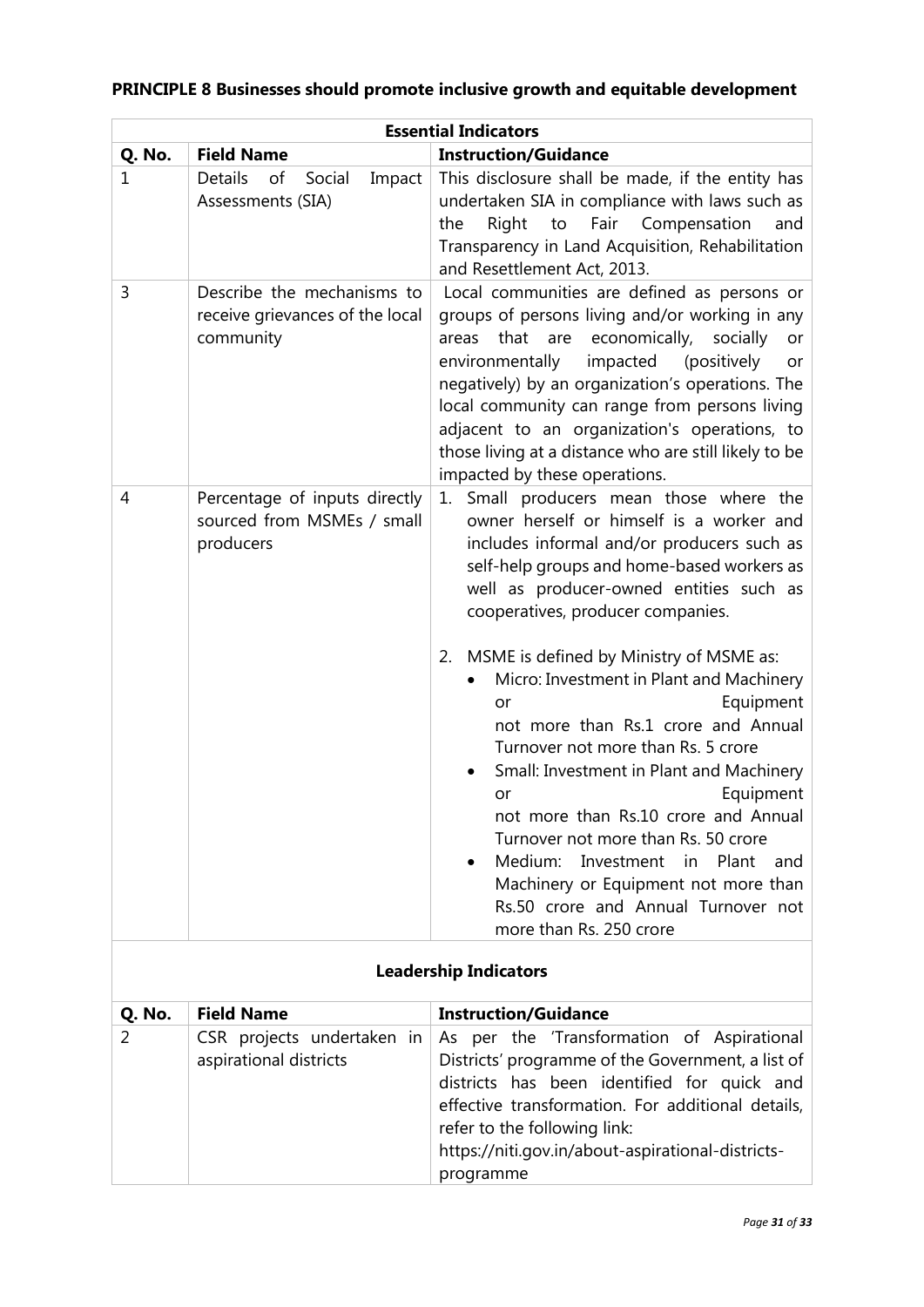**PRINCIPLE 8 Businesses should promote inclusive growth and equitable development**

| **Essential Indicators** | | |
|---|---|---|
| **Q. No.** | **Field Name** | **Instruction/Guidance** |
| 1 | Details of Social Impact Assessments (SIA) | This disclosure shall be made, if the entity has undertaken SIA in compliance with laws such as the Right to Fair Compensation and Transparency in Land Acquisition, Rehabilitation and Resettlement Act, 2013. |
| 3 | Describe the mechanisms to receive grievances of the local community | Local communities are defined as persons or groups of persons living and/or working in any areas that are economically, socially or environmentally impacted (positively or negatively) by an organization's operations. The local community can range from persons living adjacent to an organization's operations, to those living at a distance who are still likely to be impacted by these operations. |
| 4 | Percentage of inputs directly sourced from MSMEs / small producers | 1. Small producers mean those where the owner herself or himself is a worker and includes informal and/or producers such as self-help groups and home-based workers as well as producer-owned entities such as cooperatives, producer companies.<br><br>2. MSME is defined by Ministry of MSME as:<br>• Micro: Investment in Plant and Machinery or Equipment not more than Rs.1 crore and Annual Turnover not more than Rs. 5 crore<br>• Small: Investment in Plant and Machinery or Equipment not more than Rs.10 crore and Annual Turnover not more than Rs. 50 crore<br>• Medium: Investment in Plant and Machinery or Equipment not more than Rs.50 crore and Annual Turnover not more than Rs. 250 crore |

**Leadership Indicators**

| **Q. No.** | **Field Name** | **Instruction/Guidance** |
|---|---|---|
| 2 | CSR projects undertaken in aspirational districts | As per the 'Transformation of Aspirational Districts' programme of the Government, a list of districts has been identified for quick and effective transformation. For additional details, refer to the following link: https://niti.gov.in/about-aspirational-districts-programme |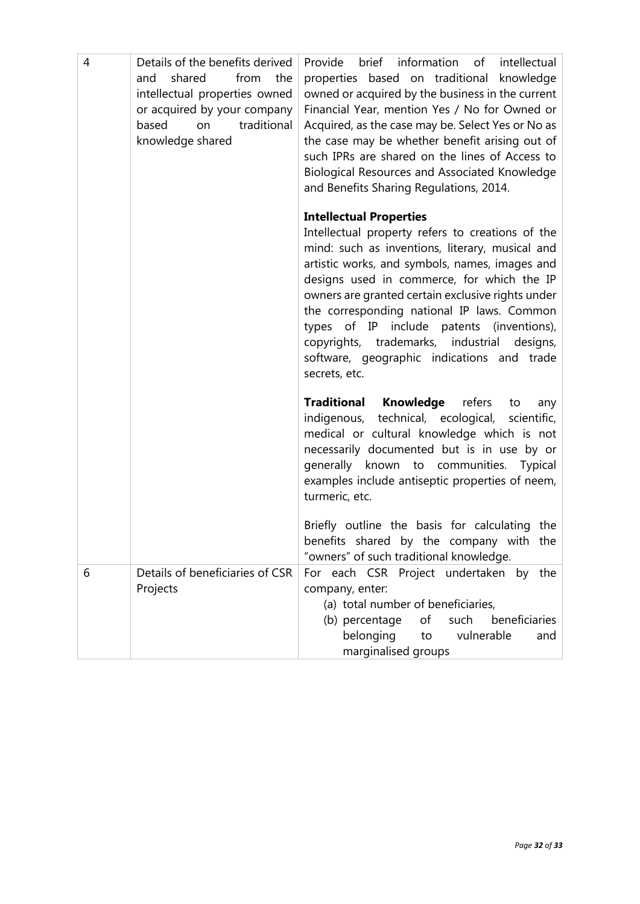| | | |
|---|---|---|
| 4 | Details of the benefits derived and shared from the intellectual properties owned or acquired by your company based on traditional knowledge shared | Provide brief information of intellectual properties based on traditional knowledge owned or acquired by the business in the current Financial Year, mention Yes / No for Owned or Acquired, as the case may be. Select Yes or No as the case may be whether benefit arising out of such IPRs are shared on the lines of Access to Biological Resources and Associated Knowledge and Benefits Sharing Regulations, 2014.<br><br>**Intellectual Properties**<br>Intellectual property refers to creations of the mind: such as inventions, literary, musical and artistic works, and symbols, names, images and designs used in commerce, for which the IP owners are granted certain exclusive rights under the corresponding national IP laws. Common types of IP include patents (inventions), copyrights, trademarks, industrial designs, software, geographic indications and trade secrets, etc.<br><br>**Traditional Knowledge** refers to any indigenous, technical, ecological, scientific, medical or cultural knowledge which is not necessarily documented but is in use by or generally known to communities. Typical examples include antiseptic properties of neem, turmeric, etc.<br><br>Briefly outline the basis for calculating the benefits shared by the company with the "owners" of such traditional knowledge. |
| 6 | Details of beneficiaries of CSR Projects | For each CSR Project undertaken by the company, enter:<br>(a) total number of beneficiaries,<br>(b) percentage of such beneficiaries belonging to vulnerable and marginalised groups |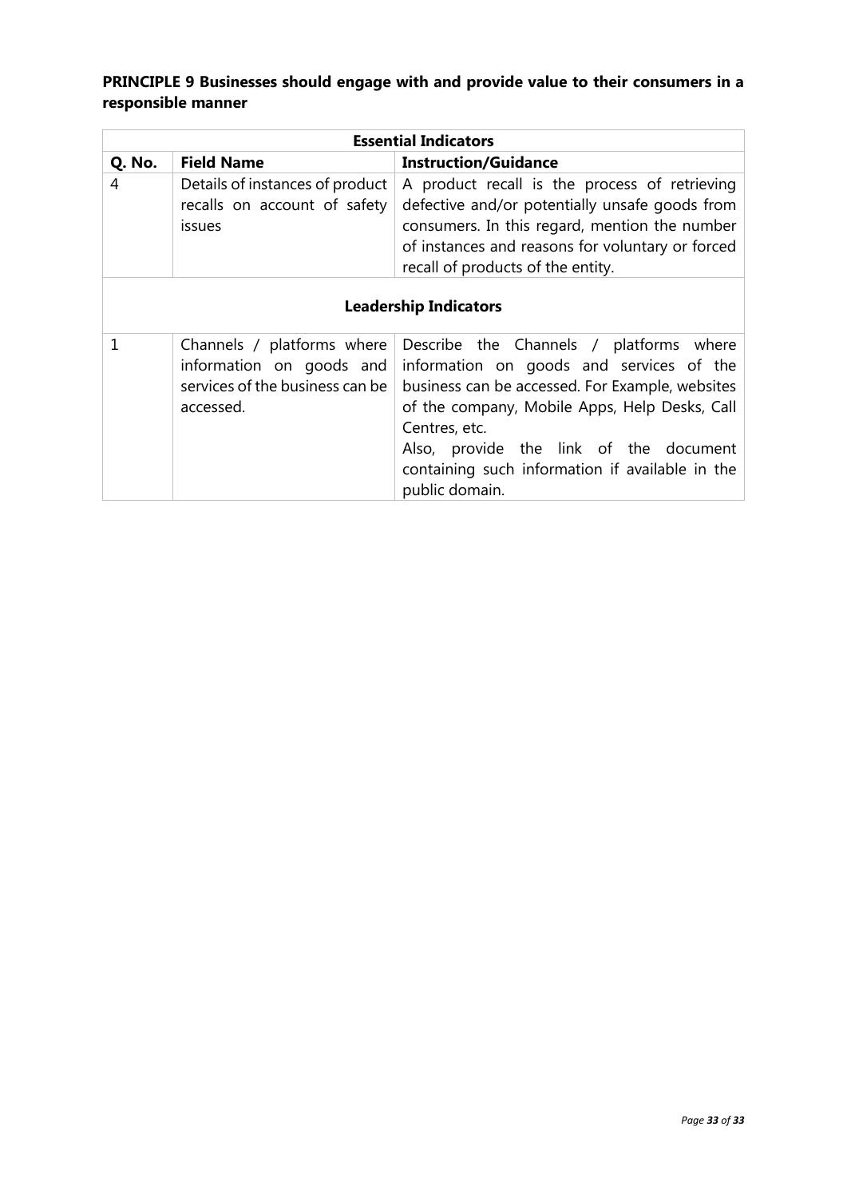**PRINCIPLE 9 Businesses should engage with and provide value to their consumers in a responsible manner**

| Essential Indicators | | |
|---|---|---|
| **Q. No.** | **Field Name** | **Instruction/Guidance** |
| 4 | Details of instances of product recalls on account of safety issues | A product recall is the process of retrieving defective and/or potentially unsafe goods from consumers. In this regard, mention the number of instances and reasons for voluntary or forced recall of products of the entity. |
| **Leadership Indicators** | | |
| 1 | Channels / platforms where information on goods and services of the business can be accessed. | Describe the Channels / platforms where information on goods and services of the business can be accessed. For Example, websites of the company, Mobile Apps, Help Desks, Call Centres, etc.<br>Also, provide the link of the document containing such information if available in the public domain. |